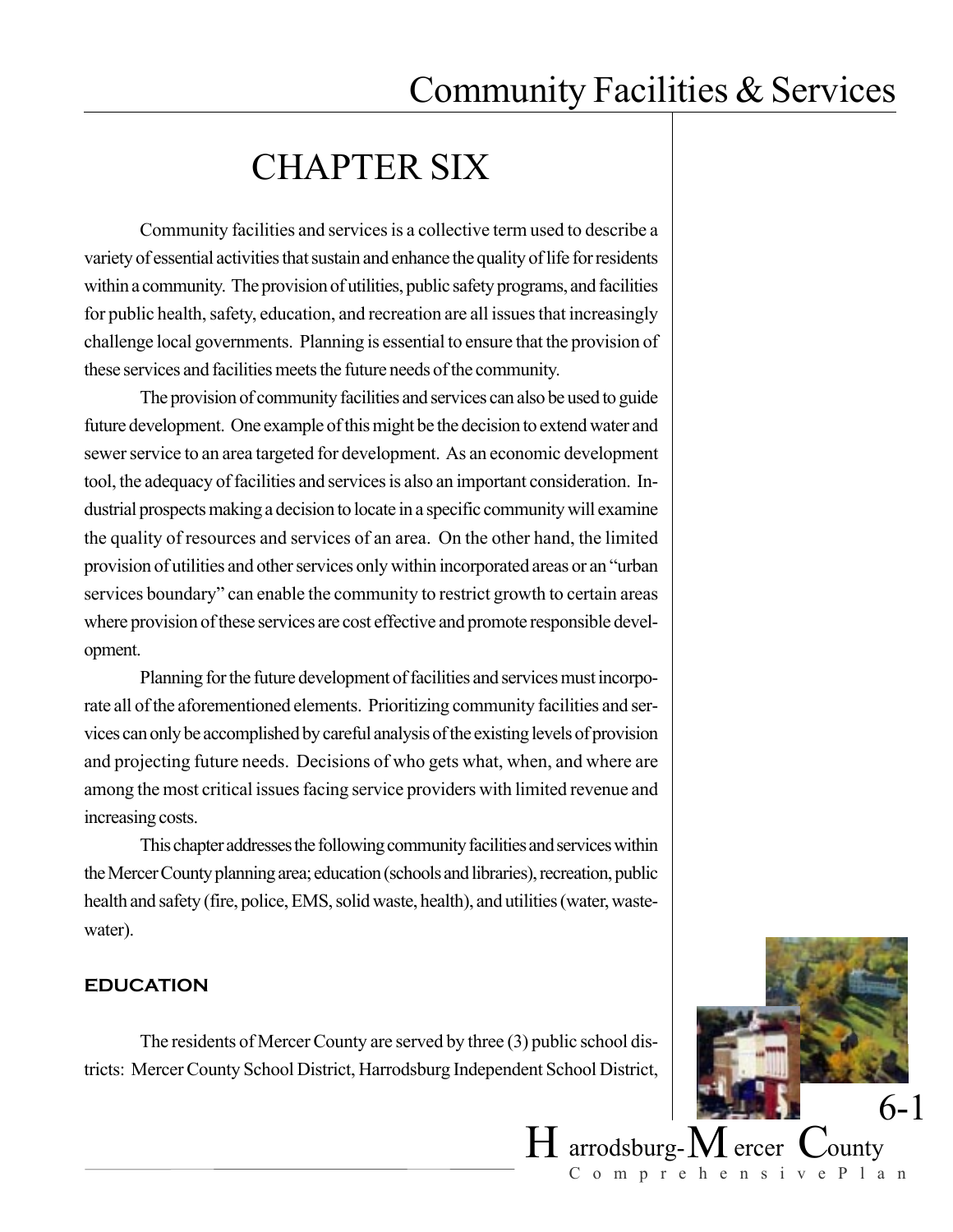# CHAPTER SIX

Community facilities and services is a collective term used to describe a variety of essential activities that sustain and enhance the quality of life for residents within a community. The provision of utilities, public safety programs, and facilities for public health, safety, education, and recreation are all issues that increasingly challenge local governments. Planning is essential to ensure that the provision of these services and facilities meets the future needs of the community.

The provision of community facilities and services can also be used to guide future development. One example of this might be the decision to extend water and sewer service to an area targeted for development. As an economic development tool, the adequacy of facilities and services is also an important consideration. Industrial prospects making a decision to locate in a specific community will examine the quality of resources and services of an area. On the other hand, the limited provision of utilities and other services only within incorporated areas or an "urban services boundary" can enable the community to restrict growth to certain areas where provision of these services are cost effective and promote responsible development.

Planning for the future development of facilities and services must incorporate all of the aforementioned elements. Prioritizing community facilities and services can only be accomplished by careful analysis of the existing levels of provision and projecting future needs. Decisions of who gets what, when, and where are among the most critical issues facing service providers with limited revenue and increasing costs.

This chapter addresses the following community facilities and services within the Mercer County planning area; education (schools and libraries), recreation, public health and safety (fire, police, EMS, solid waste, health), and utilities (water, wastewater).

## EDUCATION

The residents of Mercer County are served by three (3) public school districts: Mercer County School District, Harrodsburg Independent School District,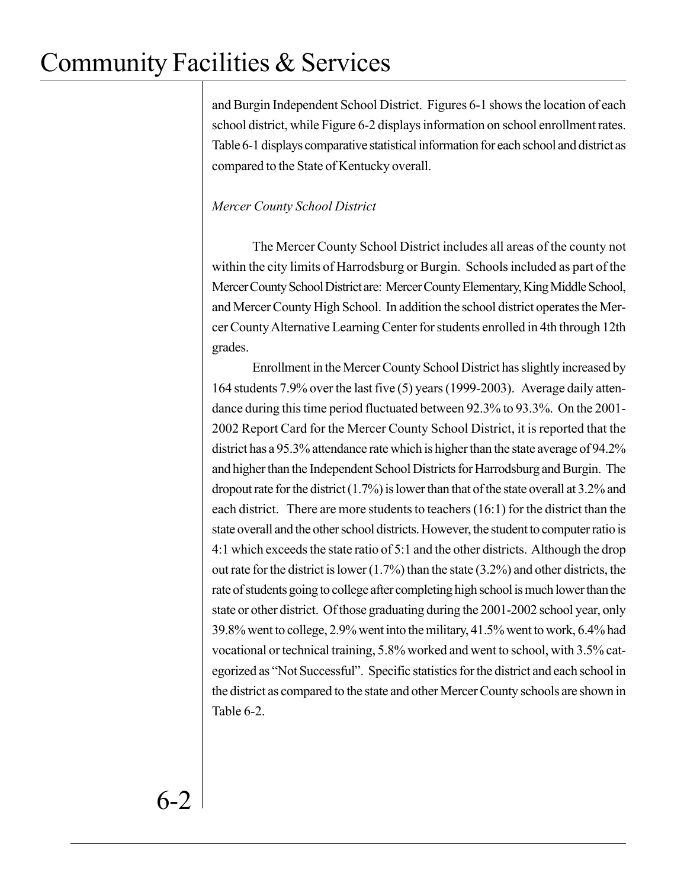and Burgin Independent School District. Figures 6-1 shows the location of each school district, while Figure 6-2 displays information on school enrollment rates. Table 6-1 displays comparative statistical information for each school and district as compared to the State of Kentucky overall.

*Mercer County School District*

The Mercer County School District includes all areas of the county not within the city limits of Harrodsburg or Burgin. Schools included as part of the Mercer County School District are: Mercer County Elementary, King Middle School, and Mercer County High School. In addition the school district operates the Mercer County Alternative Learning Center for students enrolled in 4th through 12th grades.

Enrollment in the Mercer County School District has slightly increased by 164 students 7.9% over the last five (5) years (1999-2003). Average daily attendance during this time period fluctuated between 92.3% to 93.3%. On the 2001-2002 Report Card for the Mercer County School District, it is reported that the district has a 95.3% attendance rate which is higher than the state average of 94.2% and higher than the Independent School Districts for Harrodsburg and Burgin. The dropout rate for the district (1.7%) is lower than that of the state overall at 3.2% and each district. There are more students to teachers (16:1) for the district than the state overall and the other school districts. However, the student to computer ratio is 4:1 which exceeds the state ratio of 5:1 and the other districts. Although the drop out rate for the district is lower (1.7%) than the state (3.2%) and other districts, the rate of students going to college after completing high school is much lower than the state or other district. Of those graduating during the 2001-2002 school year, only 39.8% went to college, 2.9% went into the military, 41.5% went to work, 6.4% had vocational or technical training, 5.8% worked and went to school, with 3.5% categorized as "Not Successful". Specific statistics for the district and each school in the district as compared to the state and other Mercer County schools are shown in Table 6-2.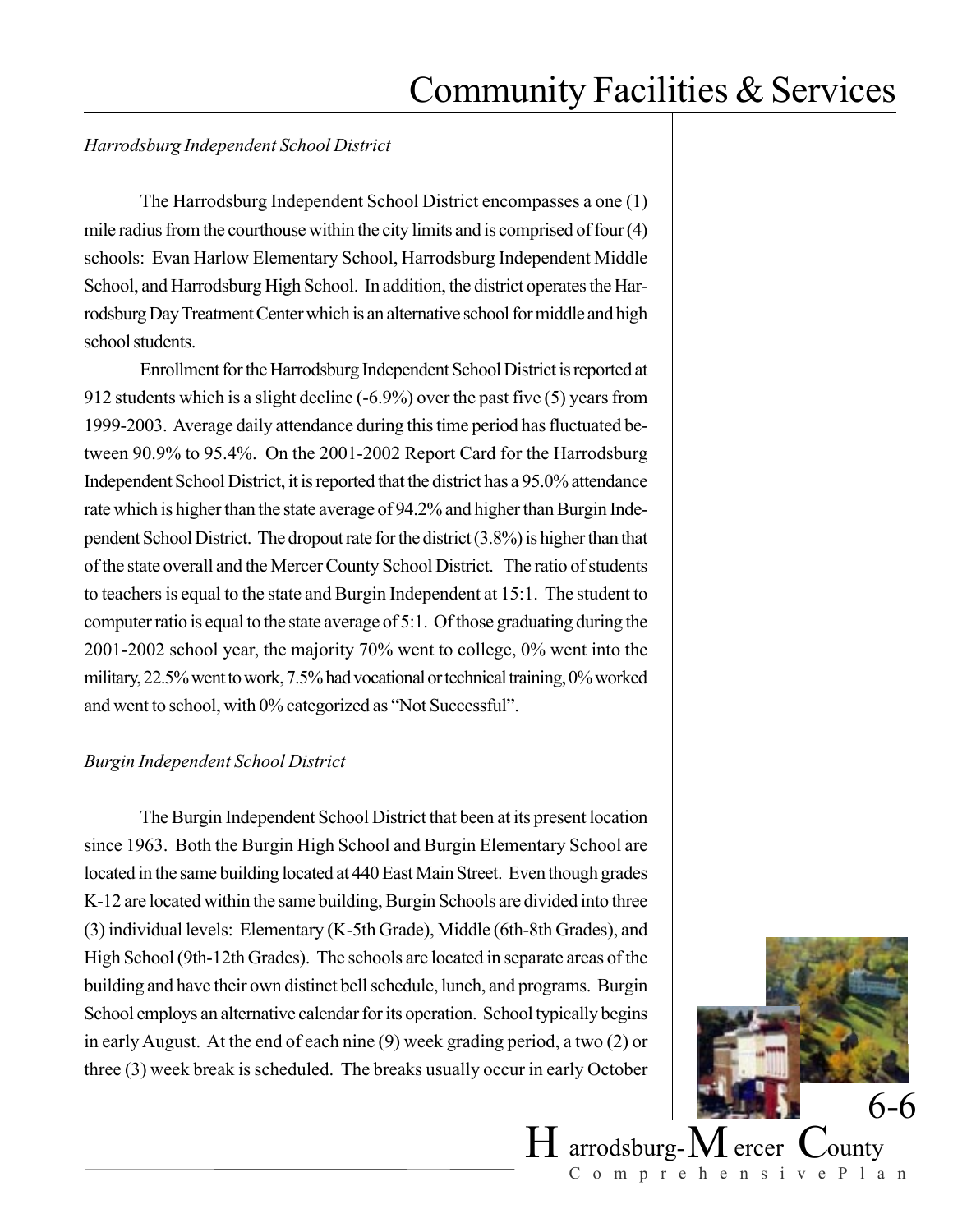*Harrodsburg Independent School District*

The Harrodsburg Independent School District encompasses a one (1) mile radius from the courthouse within the city limits and is comprised of four (4) schools: Evan Harlow Elementary School, Harrodsburg Independent Middle School, and Harrodsburg High School. In addition, the district operates the Harrodsburg Day Treatment Center which is an alternative school for middle and high school students.

Enrollment for the Harrodsburg Independent School District is reported at 912 students which is a slight decline (-6.9%) over the past five (5) years from 1999-2003. Average daily attendance during this time period has fluctuated between 90.9% to 95.4%. On the 2001-2002 Report Card for the Harrodsburg Independent School District, it is reported that the district has a 95.0% attendance rate which is higher than the state average of 94.2% and higher than Burgin Independent School District. The dropout rate for the district (3.8%) is higher than that of the state overall and the Mercer County School District. The ratio of students to teachers is equal to the state and Burgin Independent at 15:1. The student to computer ratio is equal to the state average of 5:1. Of those graduating during the 2001-2002 school year, the majority 70% went to college, 0% went into the military, 22.5% went to work, 7.5% had vocational or technical training, 0% worked and went to school, with 0% categorized as "Not Successful".

*Burgin Independent School District*

The Burgin Independent School District that been at its present location since 1963. Both the Burgin High School and Burgin Elementary School are located in the same building located at 440 East Main Street. Even though grades K-12 are located within the same building, Burgin Schools are divided into three (3) individual levels: Elementary (K-5th Grade), Middle (6th-8th Grades), and High School (9th-12th Grades). The schools are located in separate areas of the building and have their own distinct bell schedule, lunch, and programs. Burgin School employs an alternative calendar for its operation. School typically begins in early August. At the end of each nine (9) week grading period, a two (2) or three (3) week break is scheduled. The breaks usually occur in early October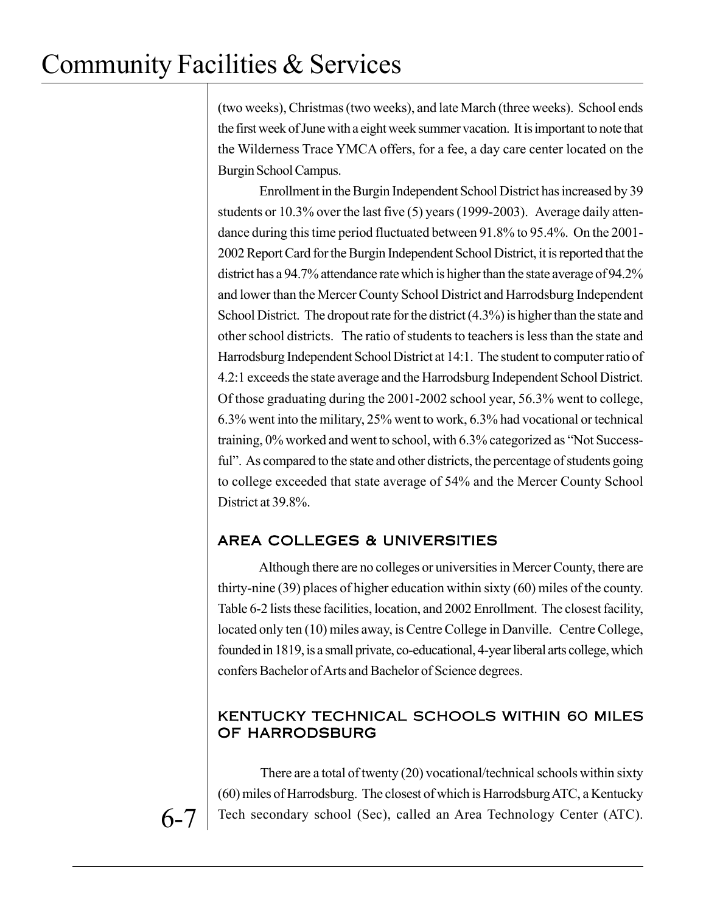(two weeks), Christmas (two weeks), and late March (three weeks). School ends the first week of June with a eight week summer vacation. It is important to note that the Wilderness Trace YMCA offers, for a fee, a day care center located on the Burgin School Campus.

Enrollment in the Burgin Independent School District has increased by 39 students or 10.3% over the last five (5) years (1999-2003). Average daily attendance during this time period fluctuated between 91.8% to 95.4%. On the 2001-2002 Report Card for the Burgin Independent School District, it is reported that the district has a 94.7% attendance rate which is higher than the state average of 94.2% and lower than the Mercer County School District and Harrodsburg Independent School District. The dropout rate for the district (4.3%) is higher than the state and other school districts. The ratio of students to teachers is less than the state and Harrodsburg Independent School District at 14:1. The student to computer ratio of 4.2:1 exceeds the state average and the Harrodsburg Independent School District. Of those graduating during the 2001-2002 school year, 56.3% went to college, 6.3% went into the military, 25% went to work, 6.3% had vocational or technical training, 0% worked and went to school, with 6.3% categorized as "Not Successful". As compared to the state and other districts, the percentage of students going to college exceeded that state average of 54% and the Mercer County School District at 39.8%.

## AREA COLLEGES & UNIVERSITIES

Although there are no colleges or universities in Mercer County, there are thirty-nine (39) places of higher education within sixty (60) miles of the county. Table 6-2 lists these facilities, location, and 2002 Enrollment. The closest facility, located only ten (10) miles away, is Centre College in Danville. Centre College, founded in 1819, is a small private, co-educational, 4-year liberal arts college, which confers Bachelor of Arts and Bachelor of Science degrees.

## KENTUCKY TECHNICAL SCHOOLS WITHIN 60 MILES OF HARRODSBURG

There are a total of twenty (20) vocational/technical schools within sixty (60) miles of Harrodsburg. The closest of which is Harrodsburg ATC, a Kentucky Tech secondary school (Sec), called an Area Technology Center (ATC).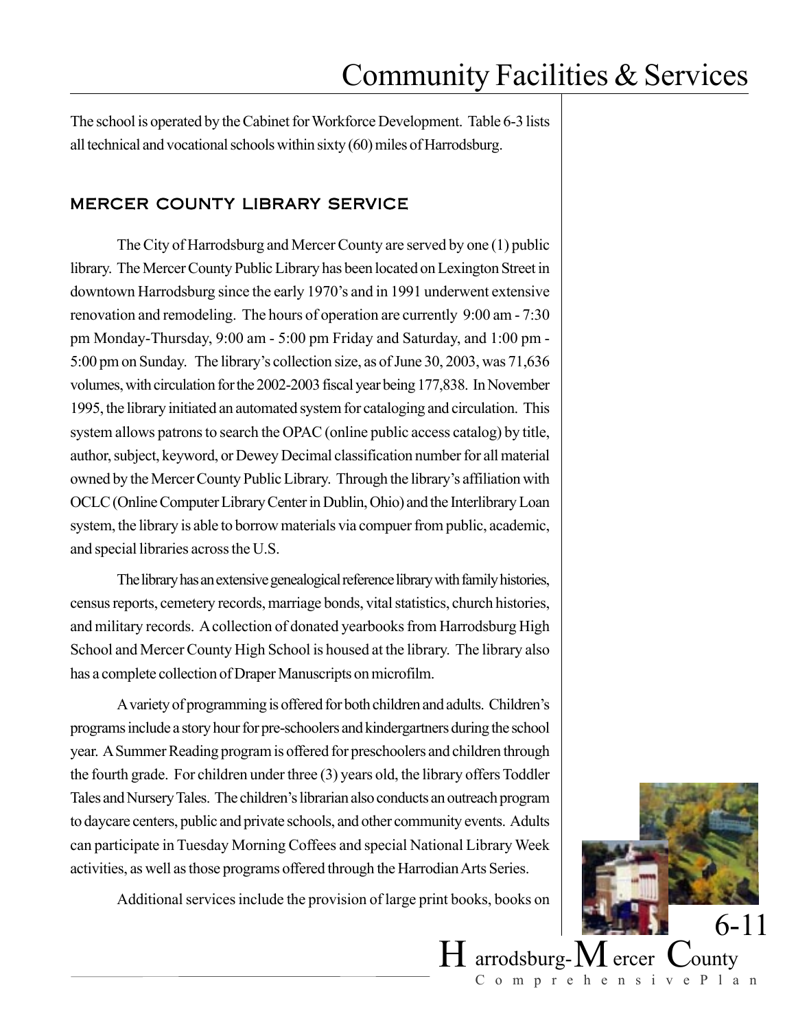The school is operated by the Cabinet for Workforce Development. Table 6-3 lists all technical and vocational schools within sixty (60) miles of Harrodsburg.

## MERCER COUNTY LIBRARY SERVICE

The City of Harrodsburg and Mercer County are served by one (1) public library. The Mercer County Public Library has been located on Lexington Street in downtown Harrodsburg since the early 1970's and in 1991 underwent extensive renovation and remodeling. The hours of operation are currently 9:00 am - 7:30 pm Monday-Thursday, 9:00 am - 5:00 pm Friday and Saturday, and 1:00 pm - 5:00 pm on Sunday. The library's collection size, as of June 30, 2003, was 71,636 volumes, with circulation for the 2002-2003 fiscal year being 177,838. In November 1995, the library initiated an automated system for cataloging and circulation. This system allows patrons to search the OPAC (online public access catalog) by title, author, subject, keyword, or Dewey Decimal classification number for all material owned by the Mercer County Public Library. Through the library's affiliation with OCLC (Online Computer Library Center in Dublin, Ohio) and the Interlibrary Loan system, the library is able to borrow materials via compuer from public, academic, and special libraries across the U.S.

The library has an extensive genealogical reference library with family histories, census reports, cemetery records, marriage bonds, vital statistics, church histories, and military records. A collection of donated yearbooks from Harrodsburg High School and Mercer County High School is housed at the library. The library also has a complete collection of Draper Manuscripts on microfilm.

A variety of programming is offered for both children and adults. Children's programs include a story hour for pre-schoolers and kindergartners during the school year. A Summer Reading program is offered for preschoolers and children through the fourth grade. For children under three (3) years old, the library offers Toddler Tales and Nursery Tales. The children's librarian also conducts an outreach program to daycare centers, public and private schools, and other community events. Adults can participate in Tuesday Morning Coffees and special National Library Week activities, as well as those programs offered through the Harrodian Arts Series.

Additional services include the provision of large print books, books on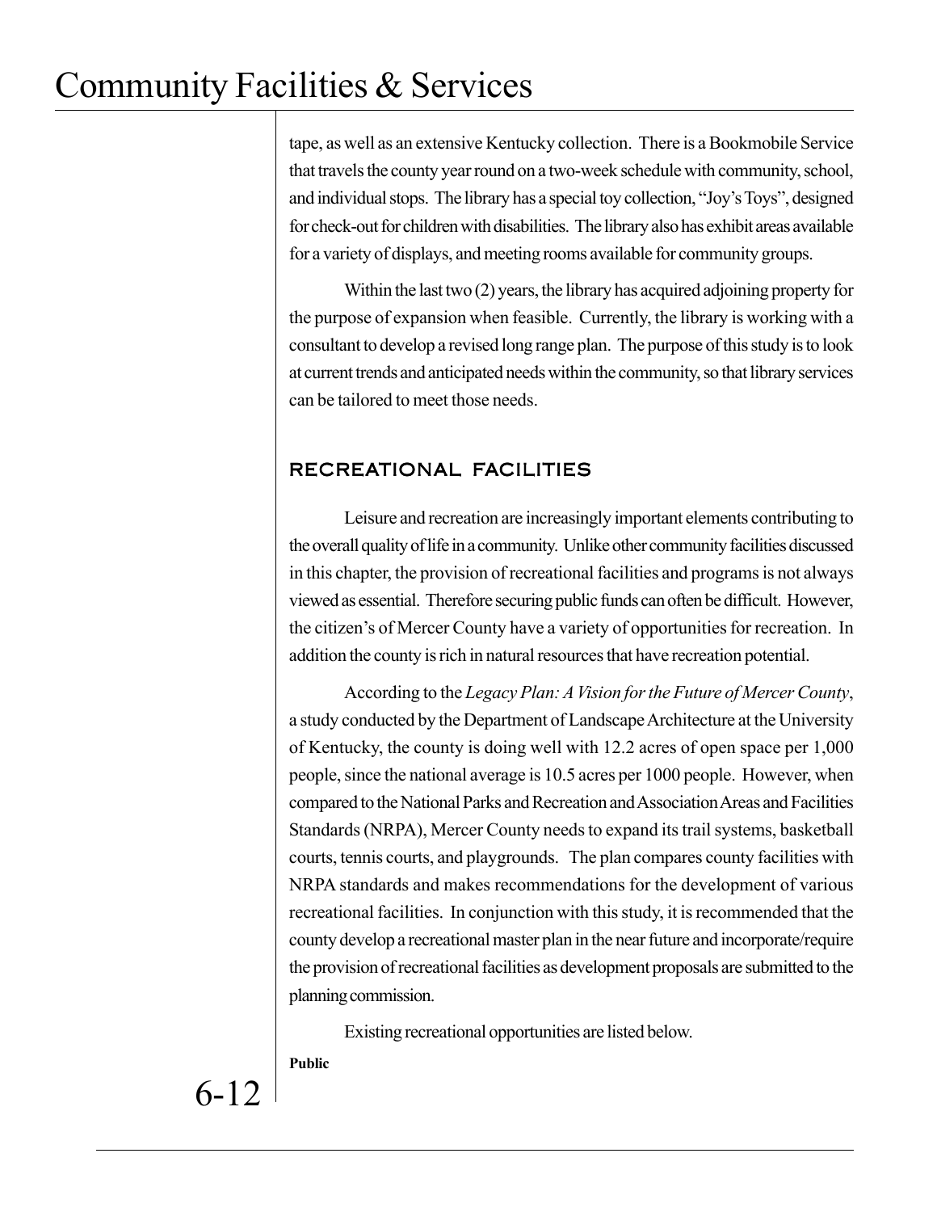tape, as well as an extensive Kentucky collection. There is a Bookmobile Service that travels the county year round on a two-week schedule with community, school, and individual stops. The library has a special toy collection, "Joy's Toys", designed for check-out for children with disabilities. The library also has exhibit areas available for a variety of displays, and meeting rooms available for community groups.

Within the last two (2) years, the library has acquired adjoining property for the purpose of expansion when feasible. Currently, the library is working with a consultant to develop a revised long range plan. The purpose of this study is to look at current trends and anticipated needs within the community, so that library services can be tailored to meet those needs.

## RECREATIONAL FACILITIES

Leisure and recreation are increasingly important elements contributing to the overall quality of life in a community. Unlike other community facilities discussed in this chapter, the provision of recreational facilities and programs is not always viewed as essential. Therefore securing public funds can often be difficult. However, the citizen's of Mercer County have a variety of opportunities for recreation. In addition the county is rich in natural resources that have recreation potential.

According to the *Legacy Plan: A Vision for the Future of Mercer County*, a study conducted by the Department of Landscape Architecture at the University of Kentucky, the county is doing well with 12.2 acres of open space per 1,000 people, since the national average is 10.5 acres per 1000 people. However, when compared to the National Parks and Recreation and Association Areas and Facilities Standards (NRPA), Mercer County needs to expand its trail systems, basketball courts, tennis courts, and playgrounds. The plan compares county facilities with NRPA standards and makes recommendations for the development of various recreational facilities. In conjunction with this study, it is recommended that the county develop a recreational master plan in the near future and incorporate/require the provision of recreational facilities as development proposals are submitted to the planning commission.

Existing recreational opportunities are listed below.

**Public**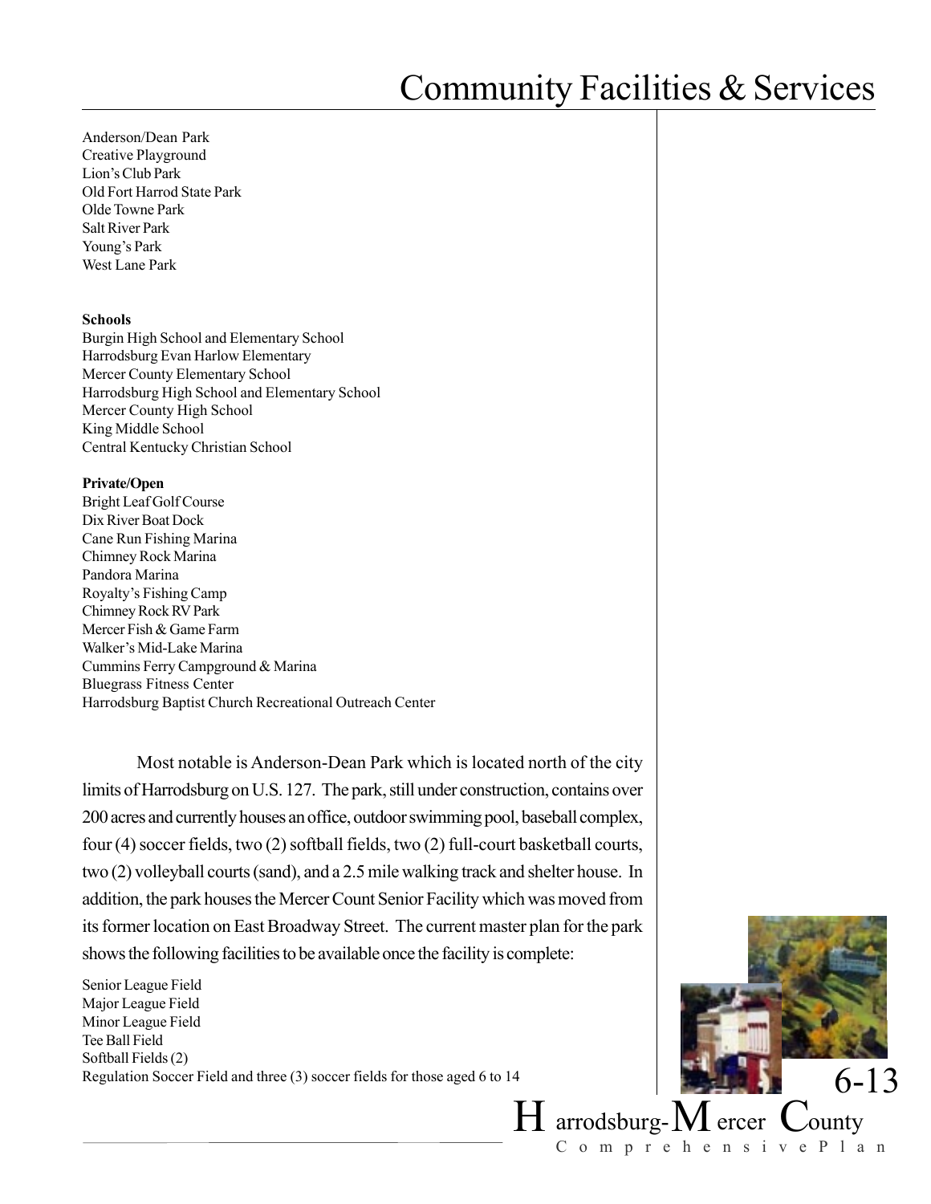Anderson/Dean Park
Creative Playground
Lion's Club Park
Old Fort Harrod State Park
Olde Towne Park
Salt River Park
Young's Park
West Lane Park

**Schools**
Burgin High School and Elementary School
Harrodsburg Evan Harlow Elementary
Mercer County Elementary School
Harrodsburg High School and Elementary School
Mercer County High School
King Middle School
Central Kentucky Christian School

**Private/Open**
Bright Leaf Golf Course
Dix River Boat Dock
Cane Run Fishing Marina
Chimney Rock Marina
Pandora Marina
Royalty's Fishing Camp
Chimney Rock RV Park
Mercer Fish & Game Farm
Walker's Mid-Lake Marina
Cummins Ferry Campground & Marina
Bluegrass Fitness Center
Harrodsburg Baptist Church Recreational Outreach Center

Most notable is Anderson-Dean Park which is located north of the city limits of Harrodsburg on U.S. 127. The park, still under construction, contains over 200 acres and currently houses an office, outdoor swimming pool, baseball complex, four (4) soccer fields, two (2) softball fields, two (2) full-court basketball courts, two (2) volleyball courts (sand), and a 2.5 mile walking track and shelter house. In addition, the park houses the Mercer Count Senior Facility which was moved from its former location on East Broadway Street. The current master plan for the park shows the following facilities to be available once the facility is complete:

Senior League Field
Major League Field
Minor League Field
Tee Ball Field
Softball Fields (2)
Regulation Soccer Field and three (3) soccer fields for those aged 6 to 14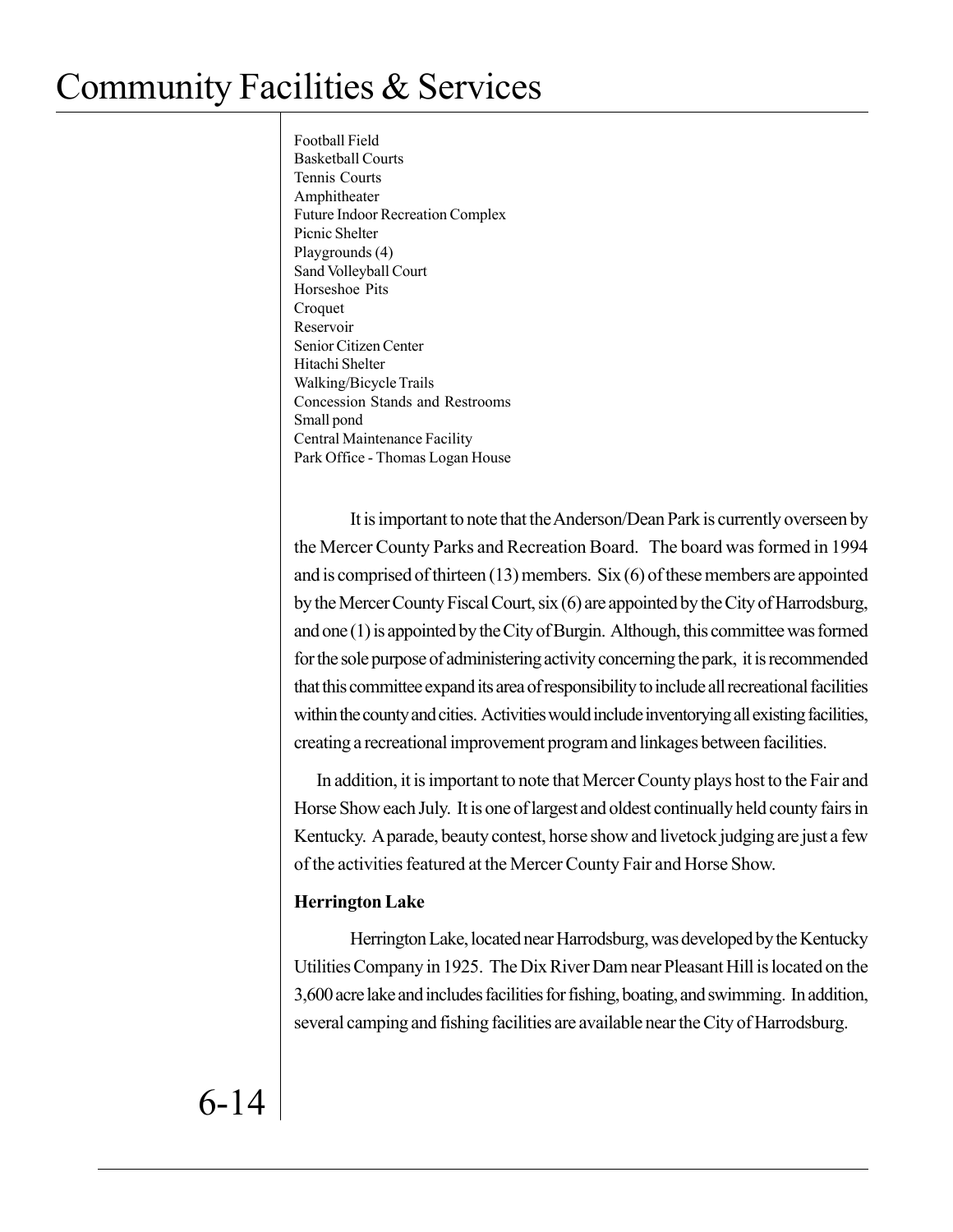Football Field
Basketball Courts
Tennis Courts
Amphitheater
Future Indoor Recreation Complex
Picnic Shelter
Playgrounds (4)
Sand Volleyball Court
Horseshoe Pits
Croquet
Reservoir
Senior Citizen Center
Hitachi Shelter
Walking/Bicycle Trails
Concession Stands and Restrooms
Small pond
Central Maintenance Facility
Park Office - Thomas Logan House

It is important to note that the Anderson/Dean Park is currently overseen by the Mercer County Parks and Recreation Board. The board was formed in 1994 and is comprised of thirteen (13) members. Six (6) of these members are appointed by the Mercer County Fiscal Court, six (6) are appointed by the City of Harrodsburg, and one (1) is appointed by the City of Burgin. Although, this committee was formed for the sole purpose of administering activity concerning the park, it is recommended that this committee expand its area of responsibility to include all recreational facilities within the county and cities. Activities would include inventorying all existing facilities, creating a recreational improvement program and linkages between facilities.

In addition, it is important to note that Mercer County plays host to the Fair and Horse Show each July. It is one of largest and oldest continually held county fairs in Kentucky. A parade, beauty contest, horse show and livetock judging are just a few of the activities featured at the Mercer County Fair and Horse Show.

**Herrington Lake**

Herrington Lake, located near Harrodsburg, was developed by the Kentucky Utilities Company in 1925. The Dix River Dam near Pleasant Hill is located on the 3,600 acre lake and includes facilities for fishing, boating, and swimming. In addition, several camping and fishing facilities are available near the City of Harrodsburg.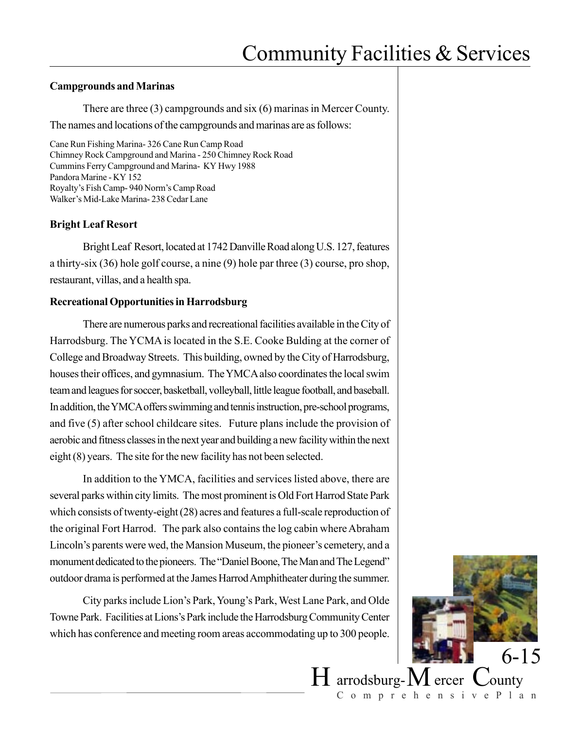### Campgrounds and Marinas

There are three (3) campgrounds and six (6) marinas in Mercer County. The names and locations of the campgrounds and marinas are as follows:

Cane Run Fishing Marina- 326 Cane Run Camp Road
Chimney Rock Campground and Marina - 250 Chimney Rock Road
Cummins Ferry Campground and Marina- KY Hwy 1988
Pandora Marine - KY 152
Royalty's Fish Camp- 940 Norm's Camp Road
Walker's Mid-Lake Marina- 238 Cedar Lane

### Bright Leaf Resort

Bright Leaf Resort, located at 1742 Danville Road along U.S. 127, features a thirty-six (36) hole golf course, a nine (9) hole par three (3) course, pro shop, restaurant, villas, and a health spa.

### Recreational Opportunities in Harrodsburg

There are numerous parks and recreational facilities available in the City of Harrodsburg. The YCMA is located in the S.E. Cooke Bulding at the corner of College and Broadway Streets. This building, owned by the City of Harrodsburg, houses their offices, and gymnasium. The YMCA also coordinates the local swim team and leagues for soccer, basketball, volleyball, little league football, and baseball. In addition, the YMCA offers swimming and tennis instruction, pre-school programs, and five (5) after school childcare sites. Future plans include the provision of aerobic and fitness classes in the next year and building a new facility within the next eight (8) years. The site for the new facility has not been selected.

In addition to the YMCA, facilities and services listed above, there are several parks within city limits. The most prominent is Old Fort Harrod State Park which consists of twenty-eight (28) acres and features a full-scale reproduction of the original Fort Harrod. The park also contains the log cabin where Abraham Lincoln's parents were wed, the Mansion Museum, the pioneer's cemetery, and a monument dedicated to the pioneers. The "Daniel Boone, The Man and The Legend" outdoor drama is performed at the James Harrod Amphitheater during the summer.

City parks include Lion's Park, Young's Park, West Lane Park, and Olde Towne Park. Facilities at Lions's Park include the Harrodsburg Community Center which has conference and meeting room areas accommodating up to 300 people.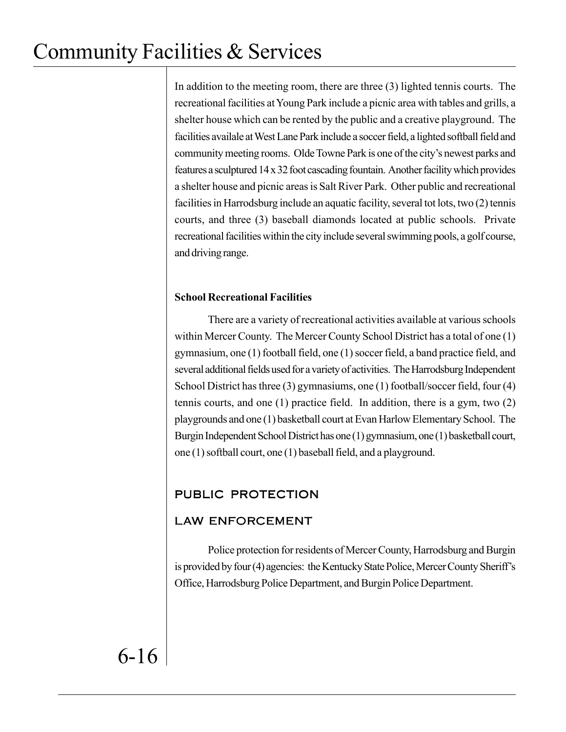In addition to the meeting room, there are three (3) lighted tennis courts. The recreational facilities at Young Park include a picnic area with tables and grills, a shelter house which can be rented by the public and a creative playground. The facilities availale at West Lane Park include a soccer field, a lighted softball field and community meeting rooms. Olde Towne Park is one of the city's newest parks and features a sculptured 14 x 32 foot cascading fountain. Another facility which provides a shelter house and picnic areas is Salt River Park. Other public and recreational facilities in Harrodsburg include an aquatic facility, several tot lots, two (2) tennis courts, and three (3) baseball diamonds located at public schools. Private recreational facilities within the city include several swimming pools, a golf course, and driving range.

**School Recreational Facilities**

There are a variety of recreational activities available at various schools within Mercer County. The Mercer County School District has a total of one (1) gymnasium, one (1) football field, one (1) soccer field, a band practice field, and several additional fields used for a variety of activities. The Harrodsburg Independent School District has three (3) gymnasiums, one (1) football/soccer field, four (4) tennis courts, and one (1) practice field. In addition, there is a gym, two (2) playgrounds and one (1) basketball court at Evan Harlow Elementary School. The Burgin Independent School District has one (1) gymnasium, one (1) basketball court, one (1) softball court, one (1) baseball field, and a playground.

## PUBLIC PROTECTION

### LAW ENFORCEMENT

Police protection for residents of Mercer County, Harrodsburg and Burgin is provided by four (4) agencies: the Kentucky State Police, Mercer County Sheriff's Office, Harrodsburg Police Department, and Burgin Police Department.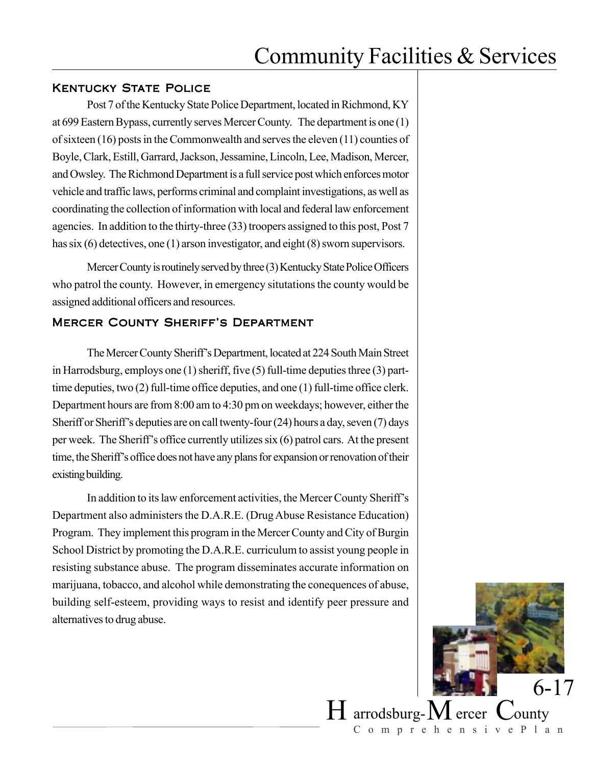## Kentucky State Police

Post 7 of the Kentucky State Police Department, located in Richmond, KY at 699 Eastern Bypass, currently serves Mercer County. The department is one (1) of sixteen (16) posts in the Commonwealth and serves the eleven (11) counties of Boyle, Clark, Estill, Garrard, Jackson, Jessamine, Lincoln, Lee, Madison, Mercer, and Owsley. The Richmond Department is a full service post which enforces motor vehicle and traffic laws, performs criminal and complaint investigations, as well as coordinating the collection of information with local and federal law enforcement agencies. In addition to the thirty-three (33) troopers assigned to this post, Post 7 has six (6) detectives, one (1) arson investigator, and eight (8) sworn supervisors.

Mercer County is routinely served by three (3) Kentucky State Police Officers who patrol the county. However, in emergency situtations the county would be assigned additional officers and resources.

## Mercer County Sheriff's Department

The Mercer County Sheriff's Department, located at 224 South Main Street in Harrodsburg, employs one (1) sheriff, five (5) full-time deputies three (3) part-time deputies, two (2) full-time office deputies, and one (1) full-time office clerk. Department hours are from 8:00 am to 4:30 pm on weekdays; however, either the Sheriff or Sheriff's deputies are on call twenty-four (24) hours a day, seven (7) days per week. The Sheriff's office currently utilizes six (6) patrol cars. At the present time, the Sheriff's office does not have any plans for expansion or renovation of their existing building.

In addition to its law enforcement activities, the Mercer County Sheriff's Department also administers the D.A.R.E. (Drug Abuse Resistance Education) Program. They implement this program in the Mercer County and City of Burgin School District by promoting the D.A.R.E. curriculum to assist young people in resisting substance abuse. The program disseminates accurate information on marijuana, tobacco, and alcohol while demonstrating the conequences of abuse, building self-esteem, providing ways to resist and identify peer pressure and alternatives to drug abuse.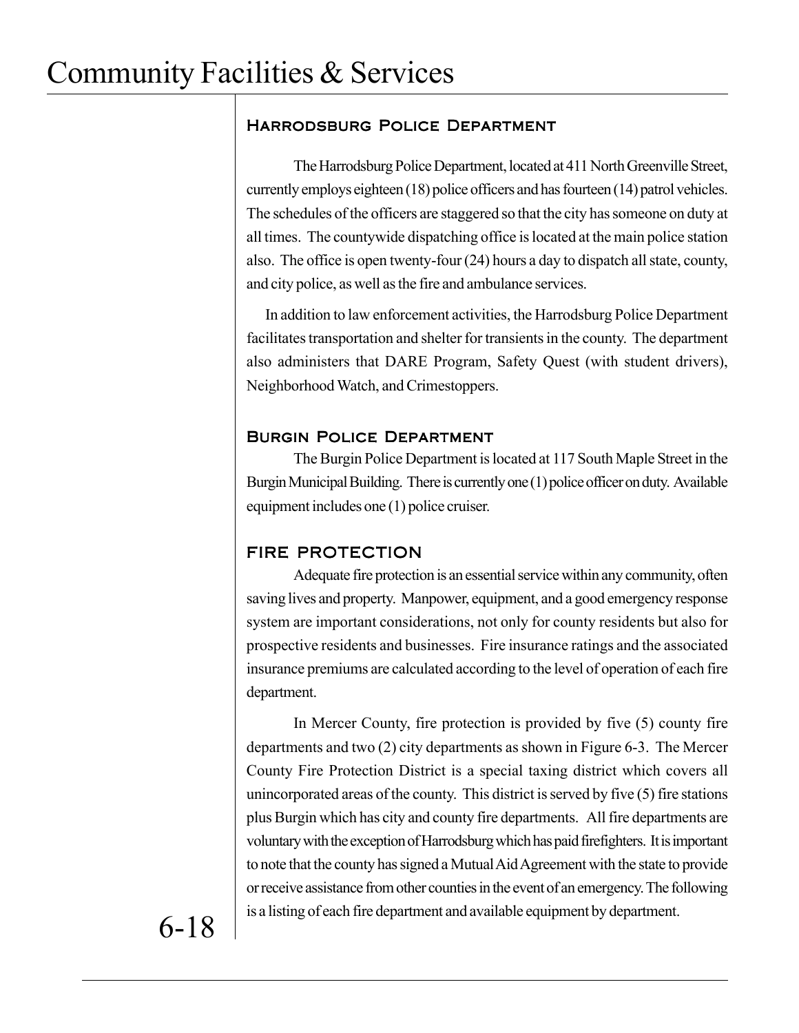### Harrodsburg Police Department

The Harrodsburg Police Department, located at 411 North Greenville Street, currently employs eighteen (18) police officers and has fourteen (14) patrol vehicles. The schedules of the officers are staggered so that the city has someone on duty at all times. The countywide dispatching office is located at the main police station also. The office is open twenty-four (24) hours a day to dispatch all state, county, and city police, as well as the fire and ambulance services.

In addition to law enforcement activities, the Harrodsburg Police Department facilitates transportation and shelter for transients in the county. The department also administers that DARE Program, Safety Quest (with student drivers), Neighborhood Watch, and Crimestoppers.

### Burgin Police Department

The Burgin Police Department is located at 117 South Maple Street in the Burgin Municipal Building. There is currently one (1) police officer on duty. Available equipment includes one (1) police cruiser.

## FIRE PROTECTION

Adequate fire protection is an essential service within any community, often saving lives and property. Manpower, equipment, and a good emergency response system are important considerations, not only for county residents but also for prospective residents and businesses. Fire insurance ratings and the associated insurance premiums are calculated according to the level of operation of each fire department.

In Mercer County, fire protection is provided by five (5) county fire departments and two (2) city departments as shown in Figure 6-3. The Mercer County Fire Protection District is a special taxing district which covers all unincorporated areas of the county. This district is served by five (5) fire stations plus Burgin which has city and county fire departments. All fire departments are voluntary with the exception of Harrodsburg which has paid firefighters. It is important to note that the county has signed a Mutual Aid Agreement with the state to provide or receive assistance from other counties in the event of an emergency. The following is a listing of each fire department and available equipment by department.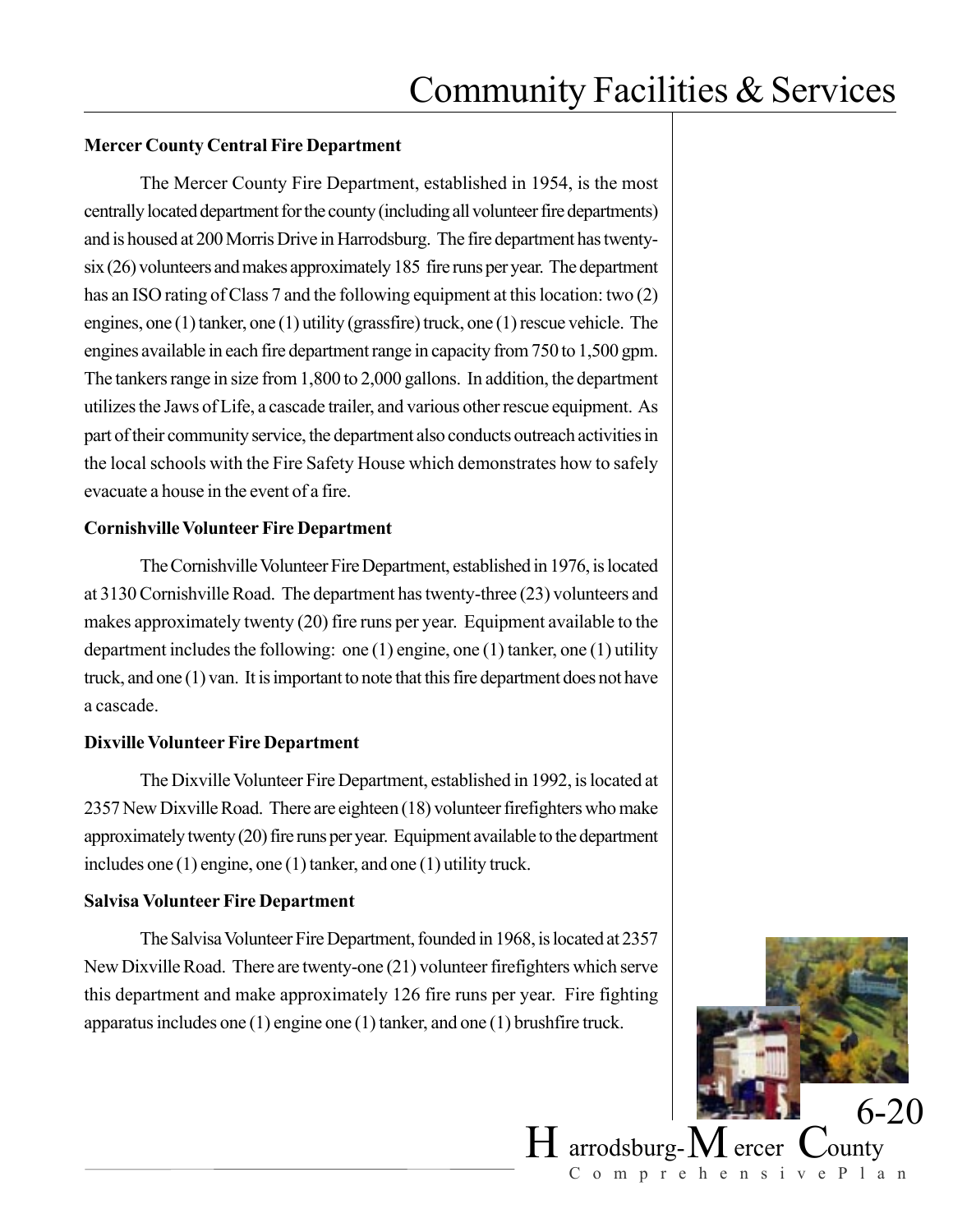**Mercer County Central Fire Department**

The Mercer County Fire Department, established in 1954, is the most centrally located department for the county (including all volunteer fire departments) and is housed at 200 Morris Drive in Harrodsburg. The fire department has twenty-six (26) volunteers and makes approximately 185 fire runs per year. The department has an ISO rating of Class 7 and the following equipment at this location: two (2) engines, one (1) tanker, one (1) utility (grassfire) truck, one (1) rescue vehicle. The engines available in each fire department range in capacity from 750 to 1,500 gpm. The tankers range in size from 1,800 to 2,000 gallons. In addition, the department utilizes the Jaws of Life, a cascade trailer, and various other rescue equipment. As part of their community service, the department also conducts outreach activities in the local schools with the Fire Safety House which demonstrates how to safely evacuate a house in the event of a fire.

**Cornishville Volunteer Fire Department**

The Cornishville Volunteer Fire Department, established in 1976, is located at 3130 Cornishville Road. The department has twenty-three (23) volunteers and makes approximately twenty (20) fire runs per year. Equipment available to the department includes the following: one (1) engine, one (1) tanker, one (1) utility truck, and one (1) van. It is important to note that this fire department does not have a cascade.

**Dixville Volunteer Fire Department**

The Dixville Volunteer Fire Department, established in 1992, is located at 2357 New Dixville Road. There are eighteen (18) volunteer firefighters who make approximately twenty (20) fire runs per year. Equipment available to the department includes one (1) engine, one (1) tanker, and one (1) utility truck.

**Salvisa Volunteer Fire Department**

The Salvisa Volunteer Fire Department, founded in 1968, is located at 2357 New Dixville Road. There are twenty-one (21) volunteer firefighters which serve this department and make approximately 126 fire runs per year. Fire fighting apparatus includes one (1) engine one (1) tanker, and one (1) brushfire truck.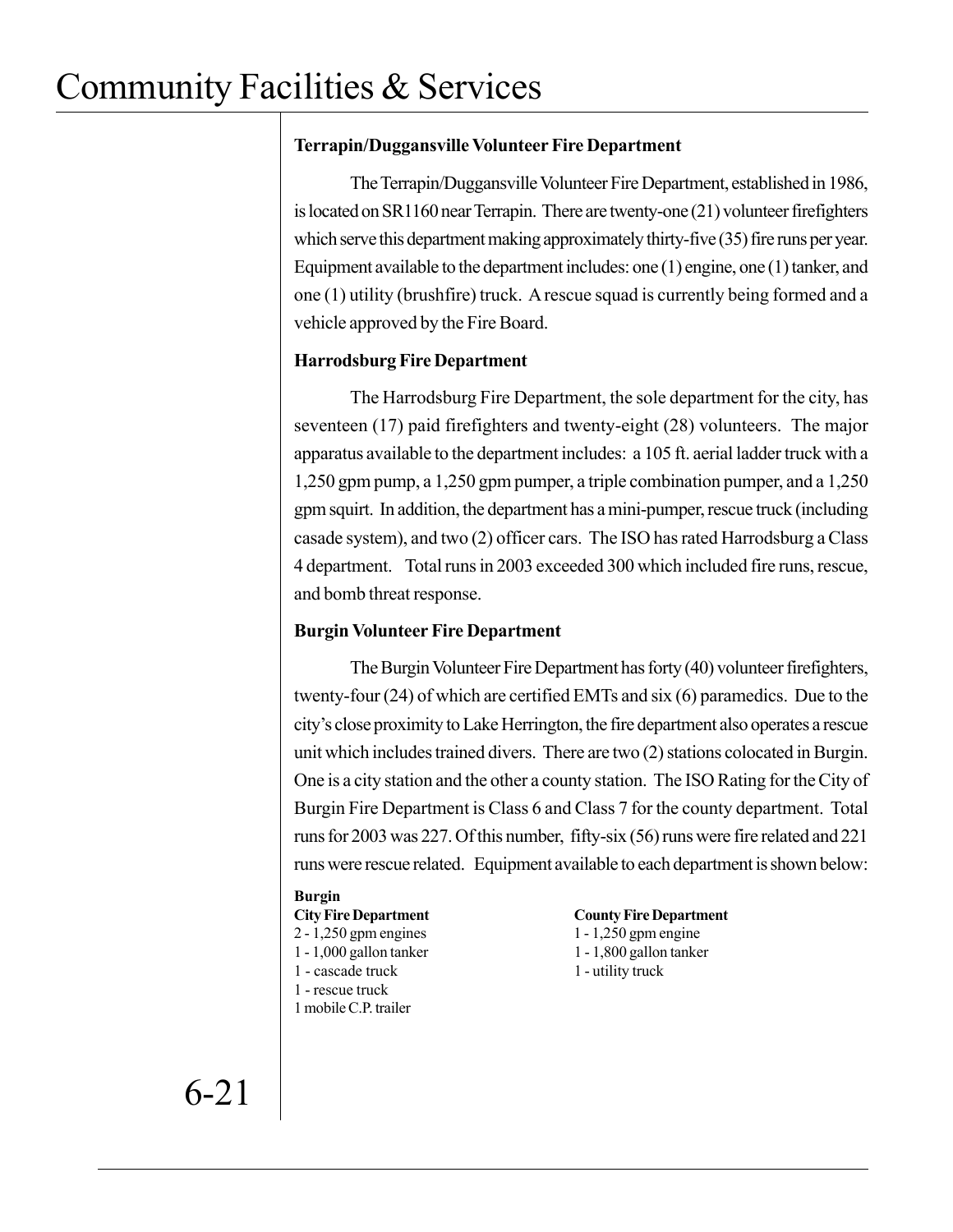### Terrapin/Duggansville Volunteer Fire Department

The Terrapin/Duggansville Volunteer Fire Department, established in 1986, is located on SR1160 near Terrapin. There are twenty-one (21) volunteer firefighters which serve this department making approximately thirty-five (35) fire runs per year. Equipment available to the department includes: one (1) engine, one (1) tanker, and one (1) utility (brushfire) truck. A rescue squad is currently being formed and a vehicle approved by the Fire Board.

### Harrodsburg Fire Department

The Harrodsburg Fire Department, the sole department for the city, has seventeen (17) paid firefighters and twenty-eight (28) volunteers. The major apparatus available to the department includes: a 105 ft. aerial ladder truck with a 1,250 gpm pump, a 1,250 gpm pumper, a triple combination pumper, and a 1,250 gpm squirt. In addition, the department has a mini-pumper, rescue truck (including casade system), and two (2) officer cars. The ISO has rated Harrodsburg a Class 4 department. Total runs in 2003 exceeded 300 which included fire runs, rescue, and bomb threat response.

### Burgin Volunteer Fire Department

The Burgin Volunteer Fire Department has forty (40) volunteer firefighters, twenty-four (24) of which are certified EMTs and six (6) paramedics. Due to the city's close proximity to Lake Herrington, the fire department also operates a rescue unit which includes trained divers. There are two (2) stations colocated in Burgin. One is a city station and the other a county station. The ISO Rating for the City of Burgin Fire Department is Class 6 and Class 7 for the county department. Total runs for 2003 was 227. Of this number, fifty-six (56) runs were fire related and 221 runs were rescue related. Equipment available to each department is shown below:

| Burgin City Fire Department | County Fire Department |
|---|---|
| 2 - 1,250 gpm engines | 1 - 1,250 gpm engine |
| 1 - 1,000 gallon tanker | 1 - 1,800 gallon tanker |
| 1 - cascade truck | 1 - utility truck |
| 1 - rescue truck | |
| 1 mobile C.P. trailer | |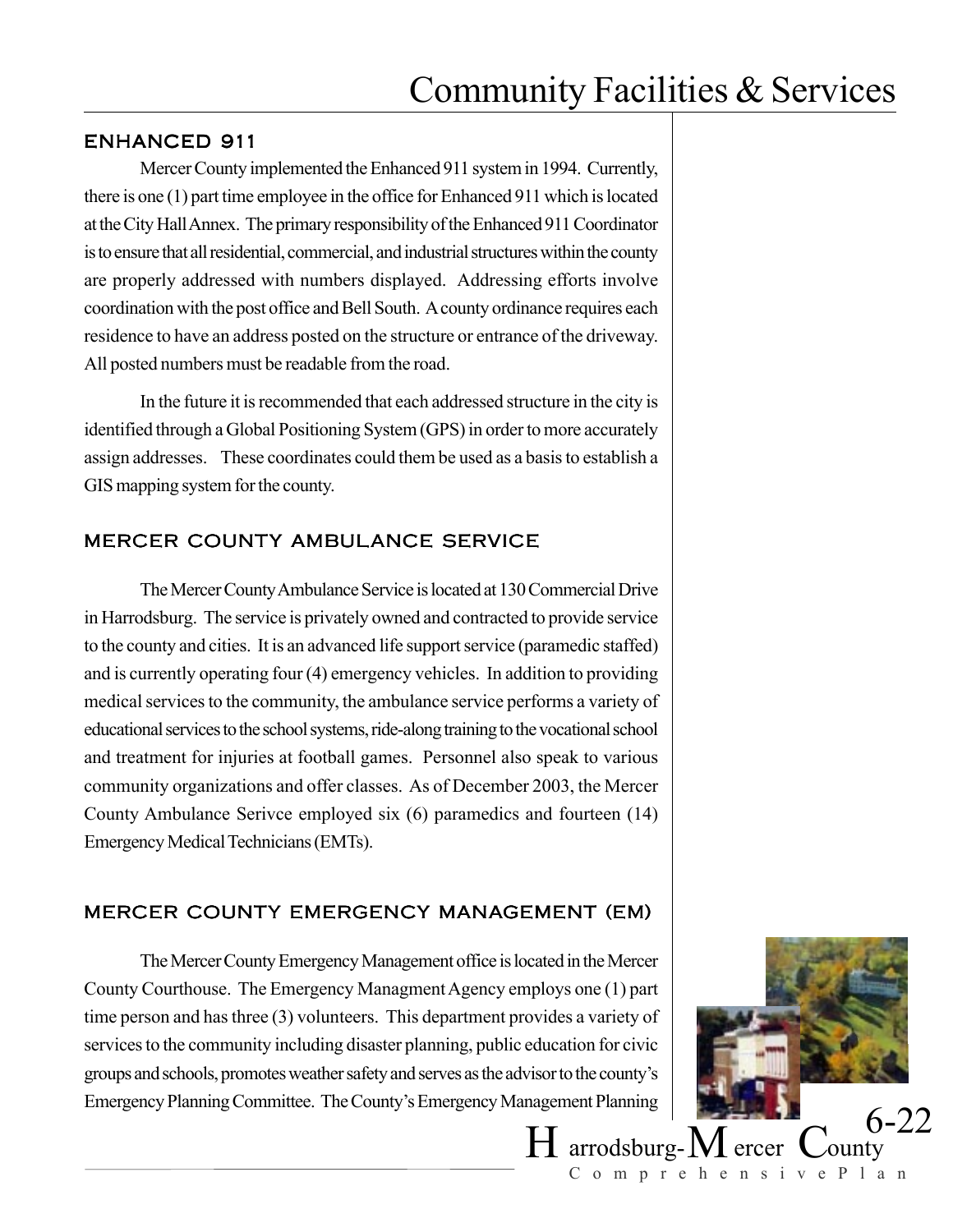## ENHANCED 911

Mercer County implemented the Enhanced 911 system in 1994. Currently, there is one (1) part time employee in the office for Enhanced 911 which is located at the City Hall Annex. The primary responsibility of the Enhanced 911 Coordinator is to ensure that all residential, commercial, and industrial structures within the county are properly addressed with numbers displayed. Addressing efforts involve coordination with the post office and Bell South. A county ordinance requires each residence to have an address posted on the structure or entrance of the driveway. All posted numbers must be readable from the road.

In the future it is recommended that each addressed structure in the city is identified through a Global Positioning System (GPS) in order to more accurately assign addresses. These coordinates could them be used as a basis to establish a GIS mapping system for the county.

## MERCER COUNTY AMBULANCE SERVICE

The Mercer County Ambulance Service is located at 130 Commercial Drive in Harrodsburg. The service is privately owned and contracted to provide service to the county and cities. It is an advanced life support service (paramedic staffed) and is currently operating four (4) emergency vehicles. In addition to providing medical services to the community, the ambulance service performs a variety of educational services to the school systems, ride-along training to the vocational school and treatment for injuries at football games. Personnel also speak to various community organizations and offer classes. As of December 2003, the Mercer County Ambulance Serivce employed six (6) paramedics and fourteen (14) Emergency Medical Technicians (EMTs).

## MERCER COUNTY EMERGENCY MANAGEMENT (EM)

The Mercer County Emergency Management office is located in the Mercer County Courthouse. The Emergency Managment Agency employs one (1) part time person and has three (3) volunteers. This department provides a variety of services to the community including disaster planning, public education for civic groups and schools, promotes weather safety and serves as the advisor to the county's Emergency Planning Committee. The County's Emergency Management Planning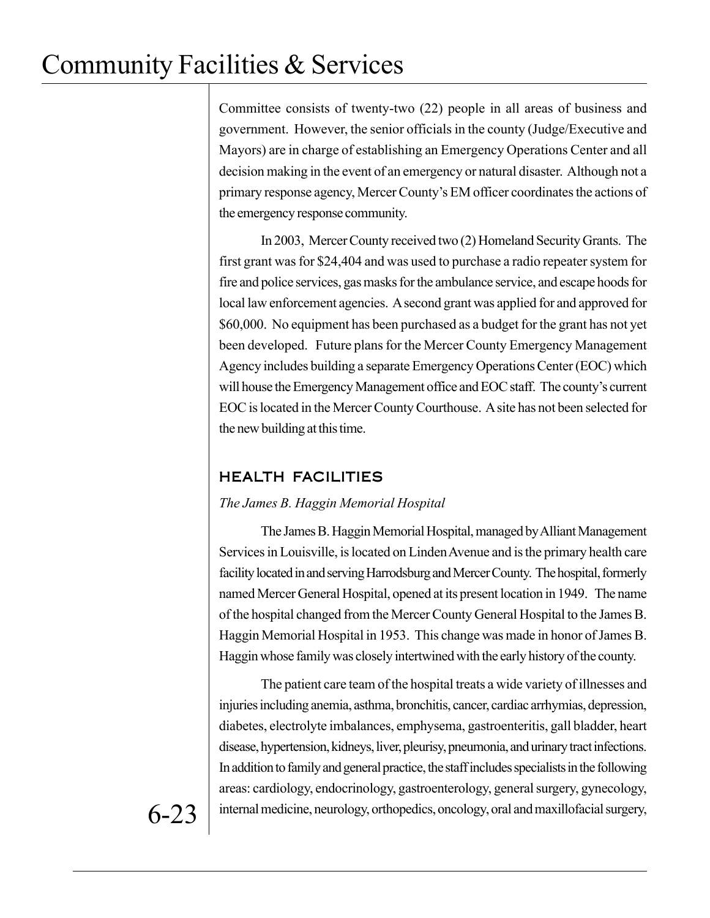Committee consists of twenty-two (22) people in all areas of business and government. However, the senior officials in the county (Judge/Executive and Mayors) are in charge of establishing an Emergency Operations Center and all decision making in the event of an emergency or natural disaster. Although not a primary response agency, Mercer County's EM officer coordinates the actions of the emergency response community.

In 2003, Mercer County received two (2) Homeland Security Grants. The first grant was for $24,404 and was used to purchase a radio repeater system for fire and police services, gas masks for the ambulance service, and escape hoods for local law enforcement agencies. A second grant was applied for and approved for $60,000. No equipment has been purchased as a budget for the grant has not yet been developed. Future plans for the Mercer County Emergency Management Agency includes building a separate Emergency Operations Center (EOC) which will house the Emergency Management office and EOC staff. The county's current EOC is located in the Mercer County Courthouse. A site has not been selected for the new building at this time.

## HEALTH FACILITIES

*The James B. Haggin Memorial Hospital*

The James B. Haggin Memorial Hospital, managed by Alliant Management Services in Louisville, is located on Linden Avenue and is the primary health care facility located in and serving Harrodsburg and Mercer County. The hospital, formerly named Mercer General Hospital, opened at its present location in 1949. The name of the hospital changed from the Mercer County General Hospital to the James B. Haggin Memorial Hospital in 1953. This change was made in honor of James B. Haggin whose family was closely intertwined with the early history of the county.

The patient care team of the hospital treats a wide variety of illnesses and injuries including anemia, asthma, bronchitis, cancer, cardiac arrhymias, depression, diabetes, electrolyte imbalances, emphysema, gastroenteritis, gall bladder, heart disease, hypertension, kidneys, liver, pleurisy, pneumonia, and urinary tract infections. In addition to family and general practice, the staff includes specialists in the following areas: cardiology, endocrinology, gastroenterology, general surgery, gynecology, internal medicine, neurology, orthopedics, oncology, oral and maxillofacial surgery,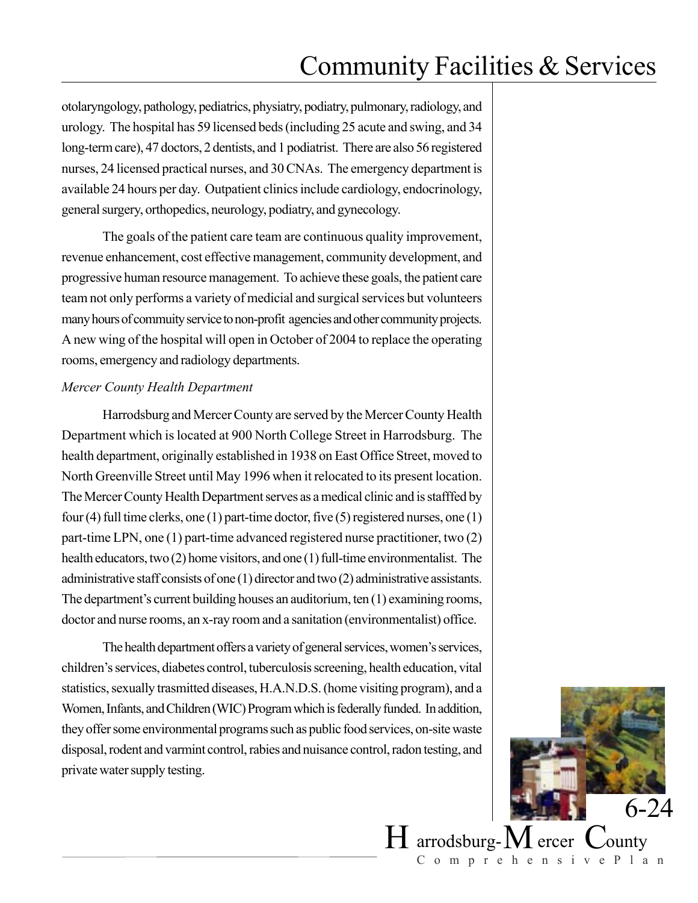otolaryngology, pathology, pediatrics, physiatry, podiatry, pulmonary, radiology, and urology. The hospital has 59 licensed beds (including 25 acute and swing, and 34 long-term care), 47 doctors, 2 dentists, and 1 podiatrist. There are also 56 registered nurses, 24 licensed practical nurses, and 30 CNAs. The emergency department is available 24 hours per day. Outpatient clinics include cardiology, endocrinology, general surgery, orthopedics, neurology, podiatry, and gynecology.

The goals of the patient care team are continuous quality improvement, revenue enhancement, cost effective management, community development, and progressive human resource management. To achieve these goals, the patient care team not only performs a variety of medicial and surgical services but volunteers many hours of commuity service to non-profit agencies and other community projects. A new wing of the hospital will open in October of 2004 to replace the operating rooms, emergency and radiology departments.

*Mercer County Health Department*

Harrodsburg and Mercer County are served by the Mercer County Health Department which is located at 900 North College Street in Harrodsburg. The health department, originally established in 1938 on East Office Street, moved to North Greenville Street until May 1996 when it relocated to its present location. The Mercer County Health Department serves as a medical clinic and is stafffed by four (4) full time clerks, one (1) part-time doctor, five (5) registered nurses, one (1) part-time LPN, one (1) part-time advanced registered nurse practitioner, two (2) health educators, two (2) home visitors, and one (1) full-time environmentalist. The administrative staff consists of one (1) director and two (2) administrative assistants. The department's current building houses an auditorium, ten (1) examining rooms, doctor and nurse rooms, an x-ray room and a sanitation (environmentalist) office.

The health department offers a variety of general services, women's services, children's services, diabetes control, tuberculosis screening, health education, vital statistics, sexually trasmitted diseases, H.A.N.D.S. (home visiting program), and a Women, Infants, and Children (WIC) Program which is federally funded. In addition, they offer some environmental programs such as public food services, on-site waste disposal, rodent and varmint control, rabies and nuisance control, radon testing, and private water supply testing.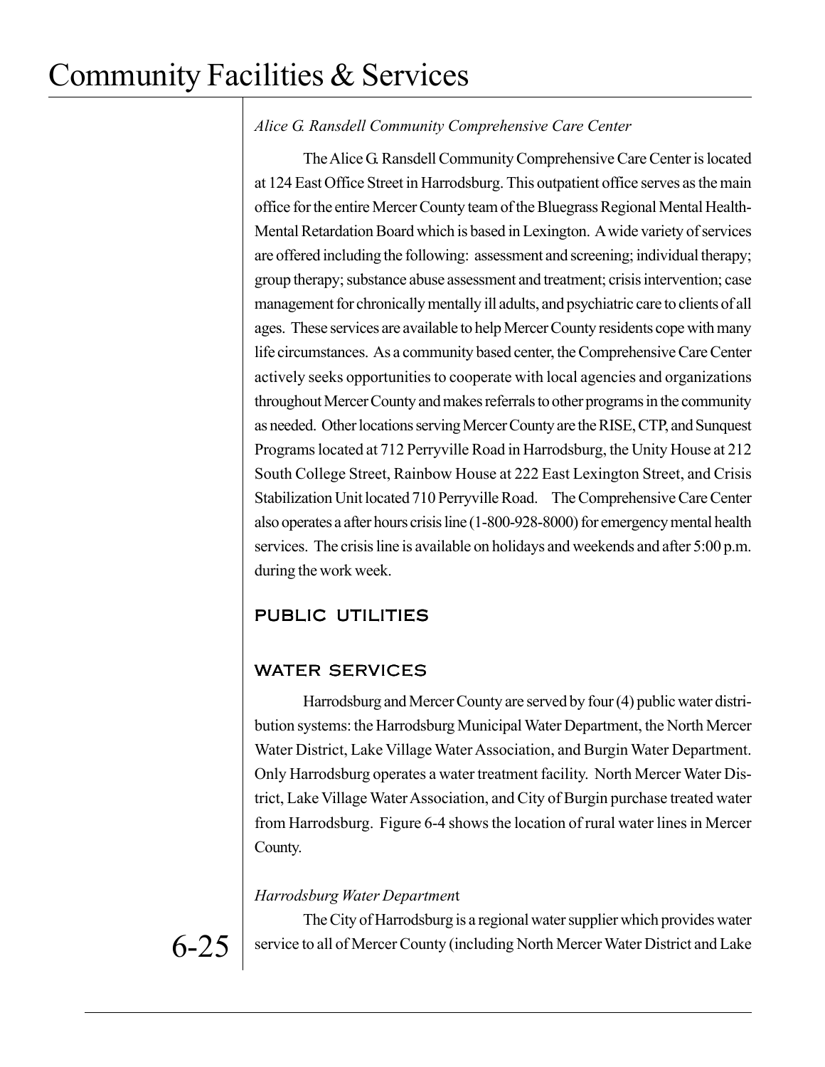*Alice G. Ransdell Community Comprehensive Care Center*

The Alice G. Ransdell Community Comprehensive Care Center is located at 124 East Office Street in Harrodsburg. This outpatient office serves as the main office for the entire Mercer County team of the Bluegrass Regional Mental Health-Mental Retardation Board which is based in Lexington. A wide variety of services are offered including the following: assessment and screening; individual therapy; group therapy; substance abuse assessment and treatment; crisis intervention; case management for chronically mentally ill adults, and psychiatric care to clients of all ages. These services are available to help Mercer County residents cope with many life circumstances. As a community based center, the Comprehensive Care Center actively seeks opportunities to cooperate with local agencies and organizations throughout Mercer County and makes referrals to other programs in the community as needed. Other locations serving Mercer County are the RISE, CTP, and Sunquest Programs located at 712 Perryville Road in Harrodsburg, the Unity House at 212 South College Street, Rainbow House at 222 East Lexington Street, and Crisis Stabilization Unit located 710 Perryville Road. The Comprehensive Care Center also operates a after hours crisis line (1-800-928-8000) for emergency mental health services. The crisis line is available on holidays and weekends and after 5:00 p.m. during the work week.

## PUBLIC UTILITIES

### WATER SERVICES

Harrodsburg and Mercer County are served by four (4) public water distribution systems: the Harrodsburg Municipal Water Department, the North Mercer Water District, Lake Village Water Association, and Burgin Water Department. Only Harrodsburg operates a water treatment facility. North Mercer Water District, Lake Village Water Association, and City of Burgin purchase treated water from Harrodsburg. Figure 6-4 shows the location of rural water lines in Mercer County.

*Harrodsburg Water Department*

The City of Harrodsburg is a regional water supplier which provides water service to all of Mercer County (including North Mercer Water District and Lake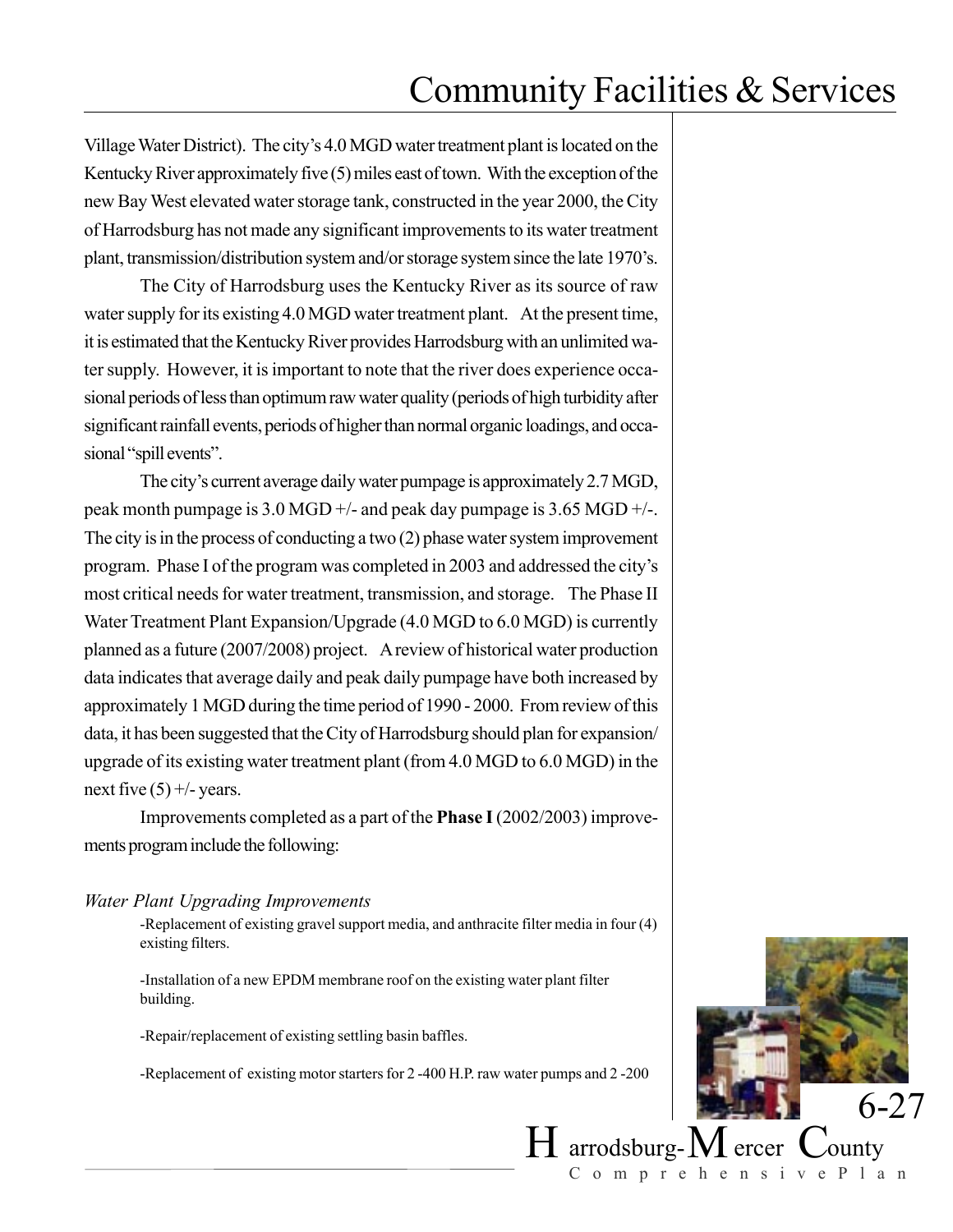Village Water District). The city's 4.0 MGD water treatment plant is located on the Kentucky River approximately five (5) miles east of town. With the exception of the new Bay West elevated water storage tank, constructed in the year 2000, the City of Harrodsburg has not made any significant improvements to its water treatment plant, transmission/distribution system and/or storage system since the late 1970's.

The City of Harrodsburg uses the Kentucky River as its source of raw water supply for its existing 4.0 MGD water treatment plant. At the present time, it is estimated that the Kentucky River provides Harrodsburg with an unlimited water supply. However, it is important to note that the river does experience occasional periods of less than optimum raw water quality (periods of high turbidity after significant rainfall events, periods of higher than normal organic loadings, and occasional "spill events".

The city's current average daily water pumpage is approximately 2.7 MGD, peak month pumpage is 3.0 MGD +/- and peak day pumpage is 3.65 MGD +/-. The city is in the process of conducting a two (2) phase water system improvement program. Phase I of the program was completed in 2003 and addressed the city's most critical needs for water treatment, transmission, and storage. The Phase II Water Treatment Plant Expansion/Upgrade (4.0 MGD to 6.0 MGD) is currently planned as a future (2007/2008) project. A review of historical water production data indicates that average daily and peak daily pumpage have both increased by approximately 1 MGD during the time period of 1990 - 2000. From review of this data, it has been suggested that the City of Harrodsburg should plan for expansion/ upgrade of its existing water treatment plant (from 4.0 MGD to 6.0 MGD) in the next five (5) +/- years.

Improvements completed as a part of the **Phase I** (2002/2003) improvements program include the following:

*Water Plant Upgrading Improvements*

-Replacement of existing gravel support media, and anthracite filter media in four (4) existing filters.

-Installation of a new EPDM membrane roof on the existing water plant filter building.

-Repair/replacement of existing settling basin baffles.

-Replacement of existing motor starters for 2 -400 H.P. raw water pumps and 2 -200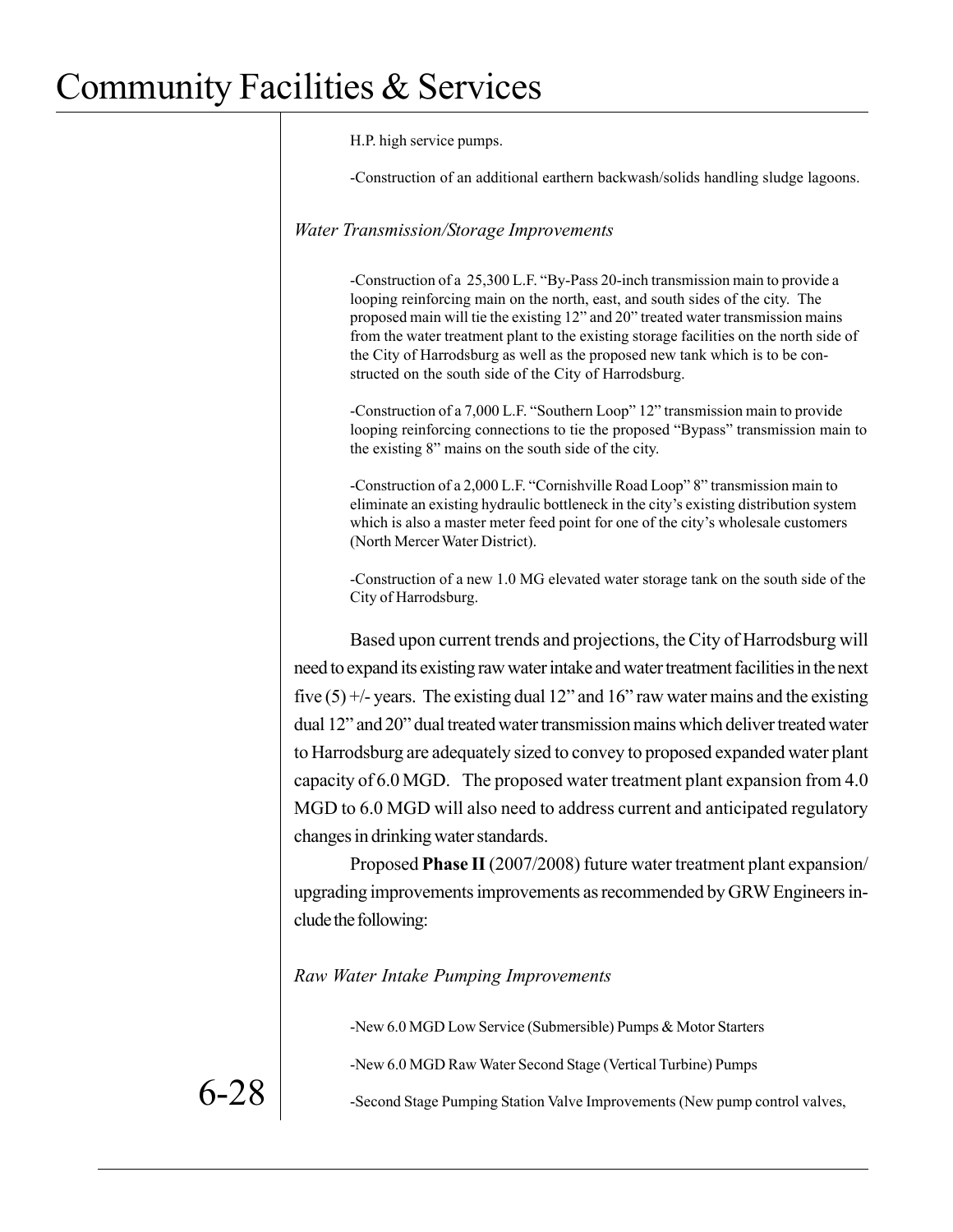H.P. high service pumps.

-Construction of an additional earthern backwash/solids handling sludge lagoons.

*Water Transmission/Storage Improvements*

-Construction of a 25,300 L.F. "By-Pass 20-inch transmission main to provide a looping reinforcing main on the north, east, and south sides of the city. The proposed main will tie the existing 12" and 20" treated water transmission mains from the water treatment plant to the existing storage facilities on the north side of the City of Harrodsburg as well as the proposed new tank which is to be constructed on the south side of the City of Harrodsburg.

-Construction of a 7,000 L.F. "Southern Loop" 12" transmission main to provide looping reinforcing connections to tie the proposed "Bypass" transmission main to the existing 8" mains on the south side of the city.

-Construction of a 2,000 L.F. "Cornishville Road Loop" 8" transmission main to eliminate an existing hydraulic bottleneck in the city's existing distribution system which is also a master meter feed point for one of the city's wholesale customers (North Mercer Water District).

-Construction of a new 1.0 MG elevated water storage tank on the south side of the City of Harrodsburg.

Based upon current trends and projections, the City of Harrodsburg will need to expand its existing raw water intake and water treatment facilities in the next five (5) +/- years. The existing dual 12" and 16" raw water mains and the existing dual 12" and 20" dual treated water transmission mains which deliver treated water to Harrodsburg are adequately sized to convey to proposed expanded water plant capacity of 6.0 MGD. The proposed water treatment plant expansion from 4.0 MGD to 6.0 MGD will also need to address current and anticipated regulatory changes in drinking water standards.

Proposed **Phase II** (2007/2008) future water treatment plant expansion/ upgrading improvements improvements as recommended by GRW Engineers include the following:

*Raw Water Intake Pumping Improvements*

-New 6.0 MGD Low Service (Submersible) Pumps & Motor Starters

-New 6.0 MGD Raw Water Second Stage (Vertical Turbine) Pumps

-Second Stage Pumping Station Valve Improvements (New pump control valves,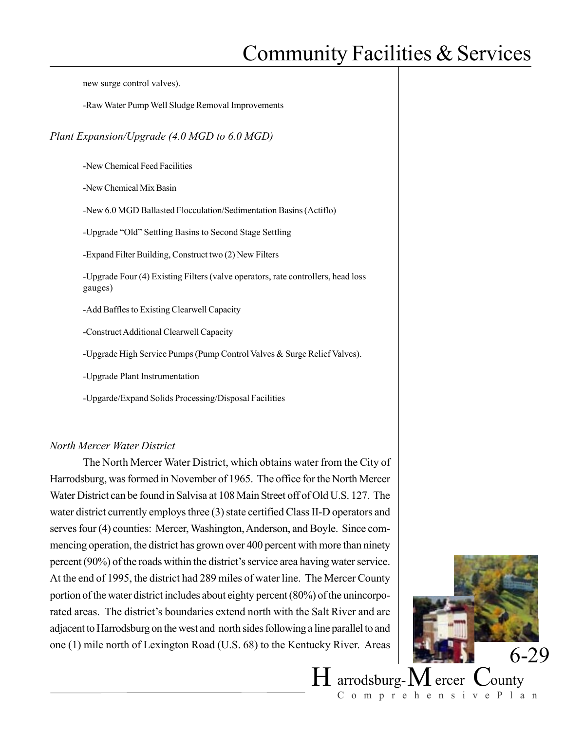new surge control valves).

-Raw Water Pump Well Sludge Removal Improvements

*Plant Expansion/Upgrade (4.0 MGD to 6.0 MGD)*

-New Chemical Feed Facilities

-New Chemical Mix Basin

-New 6.0 MGD Ballasted Flocculation/Sedimentation Basins (Actiflo)

-Upgrade "Old" Settling Basins to Second Stage Settling

-Expand Filter Building, Construct two (2) New Filters

-Upgrade Four (4) Existing Filters (valve operators, rate controllers, head loss gauges)

-Add Baffles to Existing Clearwell Capacity

-Construct Additional Clearwell Capacity

-Upgrade High Service Pumps (Pump Control Valves & Surge Relief Valves).

-Upgrade Plant Instrumentation

-Upgarde/Expand Solids Processing/Disposal Facilities

*North Mercer Water District*

The North Mercer Water District, which obtains water from the City of Harrodsburg, was formed in November of 1965. The office for the North Mercer Water District can be found in Salvisa at 108 Main Street off of Old U.S. 127. The water district currently employs three (3) state certified Class II-D operators and serves four (4) counties: Mercer, Washington, Anderson, and Boyle. Since commencing operation, the district has grown over 400 percent with more than ninety percent (90%) of the roads within the district's service area having water service. At the end of 1995, the district had 289 miles of water line. The Mercer County portion of the water district includes about eighty percent (80%) of the unincorporated areas. The district's boundaries extend north with the Salt River and are adjacent to Harrodsburg on the west and north sides following a line parallel to and one (1) mile north of Lexington Road (U.S. 68) to the Kentucky River. Areas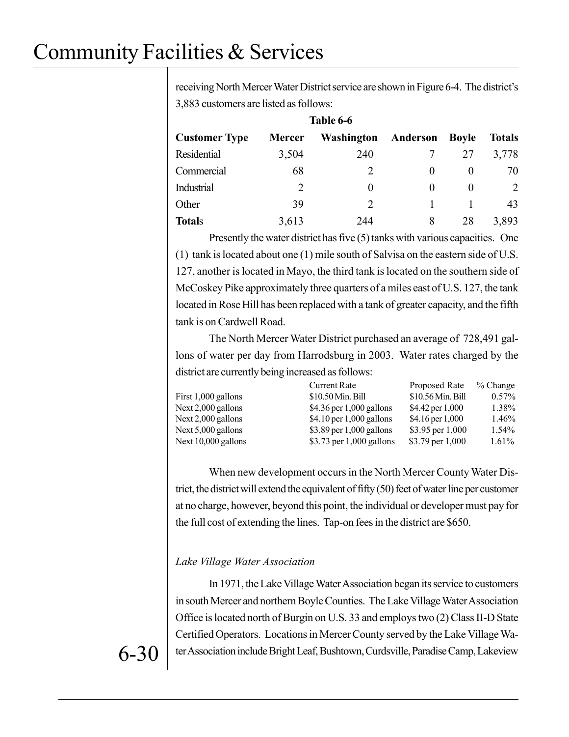receiving North Mercer Water District service are shown in Figure 6-4. The district's 3,883 customers are listed as follows:

**Table 6-6**

| Customer Type | Mercer | Washington | Anderson | Boyle | Totals |
|---|---|---|---|---|---|
| Residential | 3,504 | 240 | 7 | 27 | 3,778 |
| Commercial | 68 | 2 | 0 | 0 | 70 |
| Industrial | 2 | 0 | 0 | 0 | 2 |
| Other | 39 | 2 | 1 | 1 | 43 |
| **Totals** | 3,613 | 244 | 8 | 28 | 3,893 |

Presently the water district has five (5) tanks with various capacities. One (1) tank is located about one (1) mile south of Salvisa on the eastern side of U.S. 127, another is located in Mayo, the third tank is located on the southern side of McCoskey Pike approximately three quarters of a miles east of U.S. 127, the tank located in Rose Hill has been replaced with a tank of greater capacity, and the fifth tank is on Cardwell Road.

The North Mercer Water District purchased an average of 728,491 gallons of water per day from Harrodsburg in 2003. Water rates charged by the district are currently being increased as follows:

| | Current Rate | Proposed Rate | % Change |
|---|---|---|---|
| First 1,000 gallons | $10.50 Min. Bill | $10.56 Min. Bill | 0.57% |
| Next 2,000 gallons | $4.36 per 1,000 gallons | $4.42 per 1,000 | 1.38% |
| Next 2,000 gallons | $4.10 per 1,000 gallons | $4.16 per 1,000 | 1.46% |
| Next 5,000 gallons | $3.89 per 1,000 gallons | $3.95 per 1,000 | 1.54% |
| Next 10,000 gallons | $3.73 per 1,000 gallons | $3.79 per 1,000 | 1.61% |

When new development occurs in the North Mercer County Water District, the district will extend the equivalent of fifty (50) feet of water line per customer at no charge, however, beyond this point, the individual or developer must pay for the full cost of extending the lines. Tap-on fees in the district are $650.

*Lake Village Water Association*

In 1971, the Lake Village Water Association began its service to customers in south Mercer and northern Boyle Counties. The Lake Village Water Association Office is located north of Burgin on U.S. 33 and employs two (2) Class II-D State Certified Operators. Locations in Mercer County served by the Lake Village Water Association include Bright Leaf, Bushtown, Curdsville, Paradise Camp, Lakeview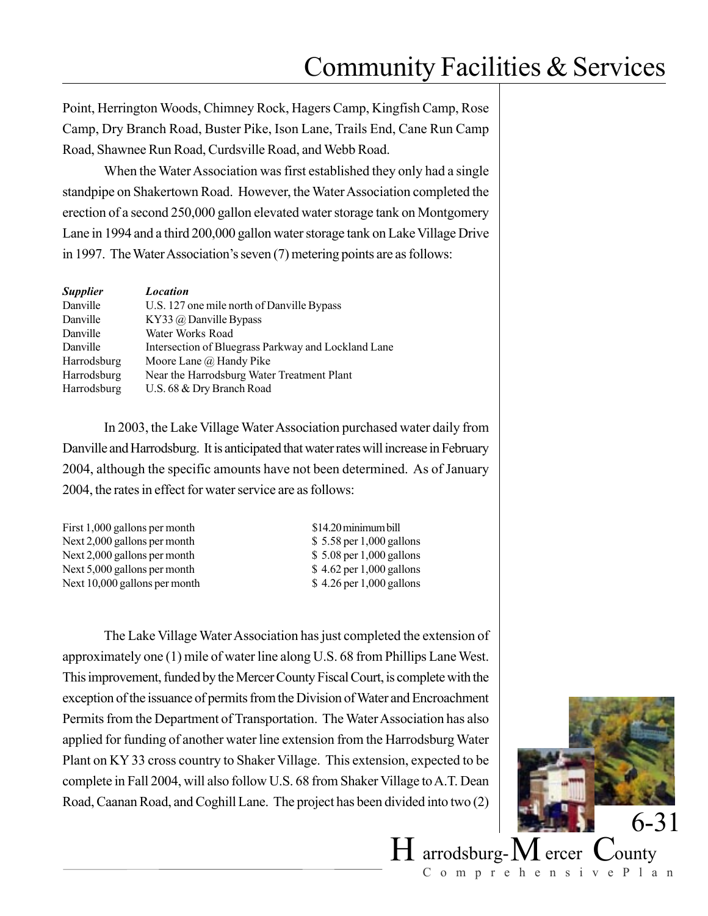Point, Herrington Woods, Chimney Rock, Hagers Camp, Kingfish Camp, Rose Camp, Dry Branch Road, Buster Pike, Ison Lane, Trails End, Cane Run Camp Road, Shawnee Run Road, Curdsville Road, and Webb Road.

When the Water Association was first established they only had a single standpipe on Shakertown Road. However, the Water Association completed the erection of a second 250,000 gallon elevated water storage tank on Montgomery Lane in 1994 and a third 200,000 gallon water storage tank on Lake Village Drive in 1997. The Water Association's seven (7) metering points are as follows:

| ***Supplier*** | ***Location*** |
|---|---|
| Danville | U.S. 127 one mile north of Danville Bypass |
| Danville | KY33 @ Danville Bypass |
| Danville | Water Works Road |
| Danville | Intersection of Bluegrass Parkway and Lockland Lane |
| Harrodsburg | Moore Lane @ Handy Pike |
| Harrodsburg | Near the Harrodsburg Water Treatment Plant |
| Harrodsburg | U.S. 68 & Dry Branch Road |

In 2003, the Lake Village Water Association purchased water daily from Danville and Harrodsburg. It is anticipated that water rates will increase in February 2004, although the specific amounts have not been determined. As of January 2004, the rates in effect for water service are as follows:

| | |
|---|---|
| First 1,000 gallons per month | $14.20 minimum bill |
| Next 2,000 gallons per month | $ 5.58 per 1,000 gallons |
| Next 2,000 gallons per month | $ 5.08 per 1,000 gallons |
| Next 5,000 gallons per month | $ 4.62 per 1,000 gallons |
| Next 10,000 gallons per month | $ 4.26 per 1,000 gallons |

The Lake Village Water Association has just completed the extension of approximately one (1) mile of water line along U.S. 68 from Phillips Lane West. This improvement, funded by the Mercer County Fiscal Court, is complete with the exception of the issuance of permits from the Division of Water and Encroachment Permits from the Department of Transportation. The Water Association has also applied for funding of another water line extension from the Harrodsburg Water Plant on KY 33 cross country to Shaker Village. This extension, expected to be complete in Fall 2004, will also follow U.S. 68 from Shaker Village to A.T. Dean Road, Caanan Road, and Coghill Lane. The project has been divided into two (2)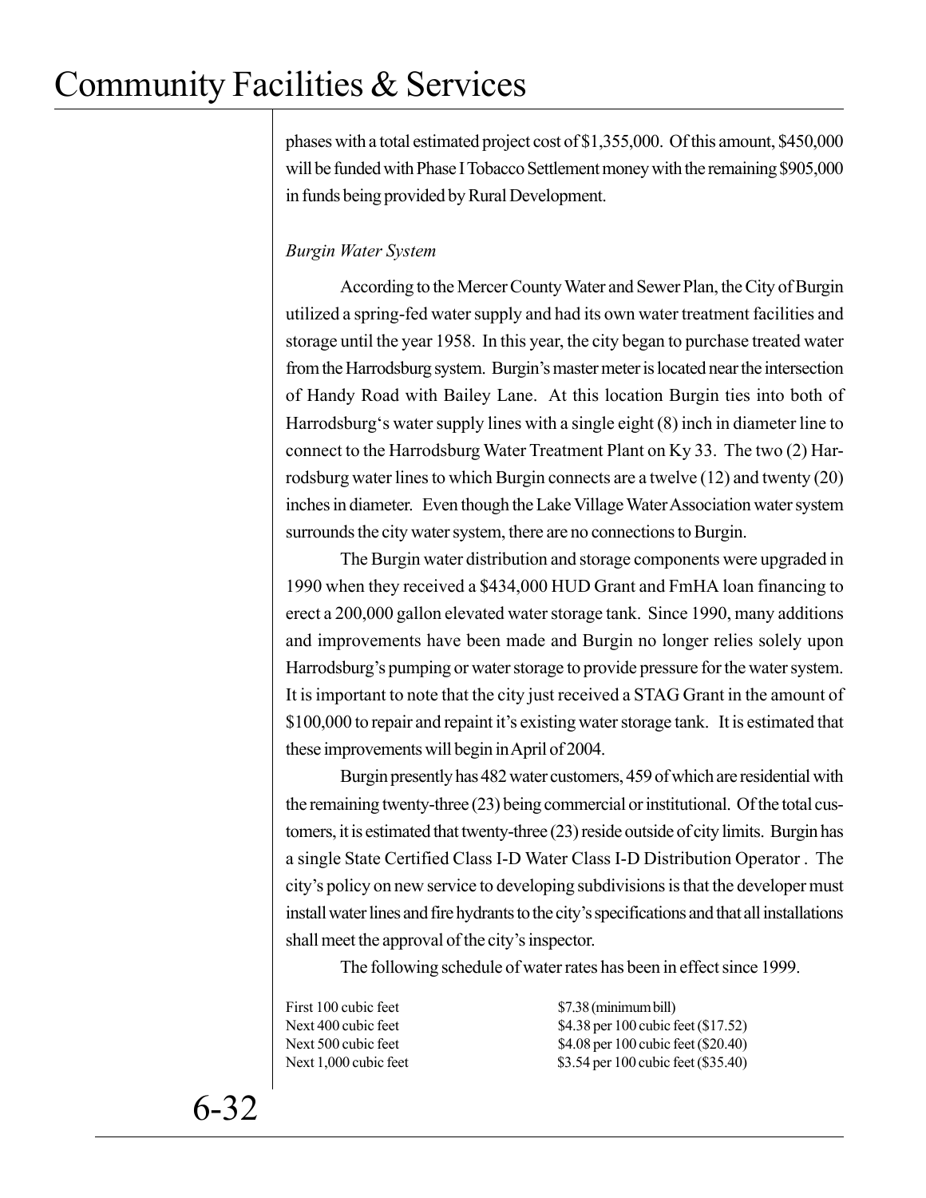phases with a total estimated project cost of $1,355,000. Of this amount, $450,000 will be funded with Phase I Tobacco Settlement money with the remaining $905,000 in funds being provided by Rural Development.

*Burgin Water System*

According to the Mercer County Water and Sewer Plan, the City of Burgin utilized a spring-fed water supply and had its own water treatment facilities and storage until the year 1958. In this year, the city began to purchase treated water from the Harrodsburg system. Burgin's master meter is located near the intersection of Handy Road with Bailey Lane. At this location Burgin ties into both of Harrodsburg's water supply lines with a single eight (8) inch in diameter line to connect to the Harrodsburg Water Treatment Plant on Ky 33. The two (2) Harrodsburg water lines to which Burgin connects are a twelve (12) and twenty (20) inches in diameter. Even though the Lake Village Water Association water system surrounds the city water system, there are no connections to Burgin.

The Burgin water distribution and storage components were upgraded in 1990 when they received a $434,000 HUD Grant and FmHA loan financing to erect a 200,000 gallon elevated water storage tank. Since 1990, many additions and improvements have been made and Burgin no longer relies solely upon Harrodsburg's pumping or water storage to provide pressure for the water system. It is important to note that the city just received a STAG Grant in the amount of $100,000 to repair and repaint it's existing water storage tank. It is estimated that these improvements will begin in April of 2004.

Burgin presently has 482 water customers, 459 of which are residential with the remaining twenty-three (23) being commercial or institutional. Of the total customers, it is estimated that twenty-three (23) reside outside of city limits. Burgin has a single State Certified Class I-D Water Class I-D Distribution Operator . The city's policy on new service to developing subdivisions is that the developer must install water lines and fire hydrants to the city's specifications and that all installations shall meet the approval of the city's inspector.

The following schedule of water rates has been in effect since 1999.

| | |
|---|---|
| First 100 cubic feet | $7.38 (minimum bill) |
| Next 400 cubic feet | $4.38 per 100 cubic feet ($17.52) |
| Next 500 cubic feet | $4.08 per 100 cubic feet ($20.40) |
| Next 1,000 cubic feet | $3.54 per 100 cubic feet ($35.40) |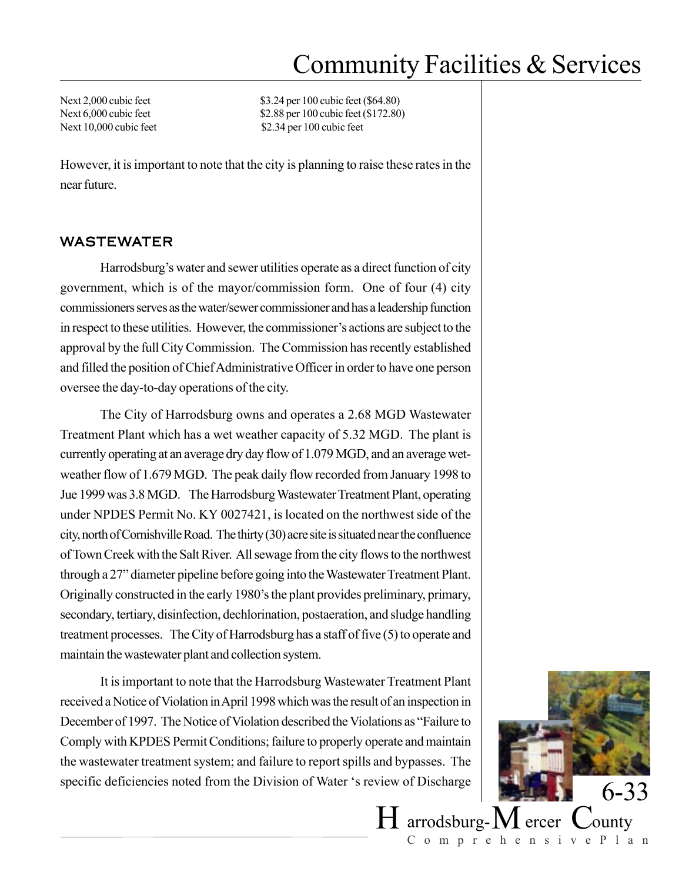| | |
|---|---|
| Next 2,000 cubic feet | $3.24 per 100 cubic feet ($64.80) |
| Next 6,000 cubic feet | $2.88 per 100 cubic feet ($172.80) |
| Next 10,000 cubic feet | $2.34 per 100 cubic feet |

However, it is important to note that the city is planning to raise these rates in the near future.

## WASTEWATER

Harrodsburg's water and sewer utilities operate as a direct function of city government, which is of the mayor/commission form. One of four (4) city commissioners serves as the water/sewer commissioner and has a leadership function in respect to these utilities. However, the commissioner's actions are subject to the approval by the full City Commission. The Commission has recently established and filled the position of Chief Administrative Officer in order to have one person oversee the day-to-day operations of the city.

The City of Harrodsburg owns and operates a 2.68 MGD Wastewater Treatment Plant which has a wet weather capacity of 5.32 MGD. The plant is currently operating at an average dry day flow of 1.079 MGD, and an average wet-weather flow of 1.679 MGD. The peak daily flow recorded from January 1998 to Jue 1999 was 3.8 MGD. The Harrodsburg Wastewater Treatment Plant, operating under NPDES Permit No. KY 0027421, is located on the northwest side of the city, north of Cornishville Road. The thirty (30) acre site is situated near the confluence of Town Creek with the Salt River. All sewage from the city flows to the northwest through a 27" diameter pipeline before going into the Wastewater Treatment Plant. Originally constructed in the early 1980's the plant provides preliminary, primary, secondary, tertiary, disinfection, dechlorination, postaeration, and sludge handling treatment processes. The City of Harrodsburg has a staff of five (5) to operate and maintain the wastewater plant and collection system.

It is important to note that the Harrodsburg Wastewater Treatment Plant received a Notice of Violation in April 1998 which was the result of an inspection in December of 1997. The Notice of Violation described the Violations as "Failure to Comply with KPDES Permit Conditions; failure to properly operate and maintain the wastewater treatment system; and failure to report spills and bypasses. The specific deficiencies noted from the Division of Water 's review of Discharge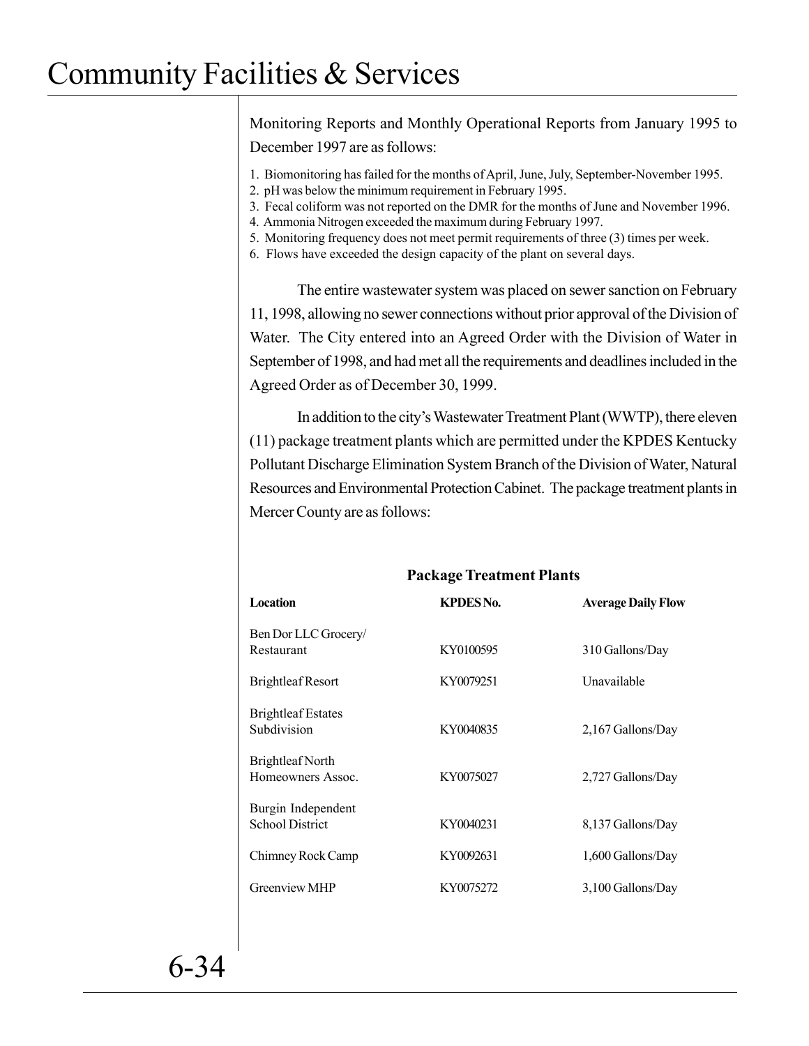Monitoring Reports and Monthly Operational Reports from January 1995 to December 1997 are as follows:

1. Biomonitoring has failed for the months of April, June, July, September-November 1995.
2. pH was below the minimum requirement in February 1995.
3. Fecal coliform was not reported on the DMR for the months of June and November 1996.
4. Ammonia Nitrogen exceeded the maximum during February 1997.
5. Monitoring frequency does not meet permit requirements of three (3) times per week.
6. Flows have exceeded the design capacity of the plant on several days.

The entire wastewater system was placed on sewer sanction on February 11, 1998, allowing no sewer connections without prior approval of the Division of Water. The City entered into an Agreed Order with the Division of Water in September of 1998, and had met all the requirements and deadlines included in the Agreed Order as of December 30, 1999.

In addition to the city's Wastewater Treatment Plant (WWTP), there eleven (11) package treatment plants which are permitted under the KPDES Kentucky Pollutant Discharge Elimination System Branch of the Division of Water, Natural Resources and Environmental Protection Cabinet. The package treatment plants in Mercer County are as follows:

**Package Treatment Plants**

| Location | KPDES No. | Average Daily Flow |
|---|---|---|
| Ben Dor LLC Grocery/ Restaurant | KY0100595 | 310 Gallons/Day |
| Brightleaf Resort | KY0079251 | Unavailable |
| Brightleaf Estates Subdivision | KY0040835 | 2,167 Gallons/Day |
| Brightleaf North Homeowners Assoc. | KY0075027 | 2,727 Gallons/Day |
| Burgin Independent School District | KY0040231 | 8,137 Gallons/Day |
| Chimney Rock Camp | KY0092631 | 1,600 Gallons/Day |
| Greenview MHP | KY0075272 | 3,100 Gallons/Day |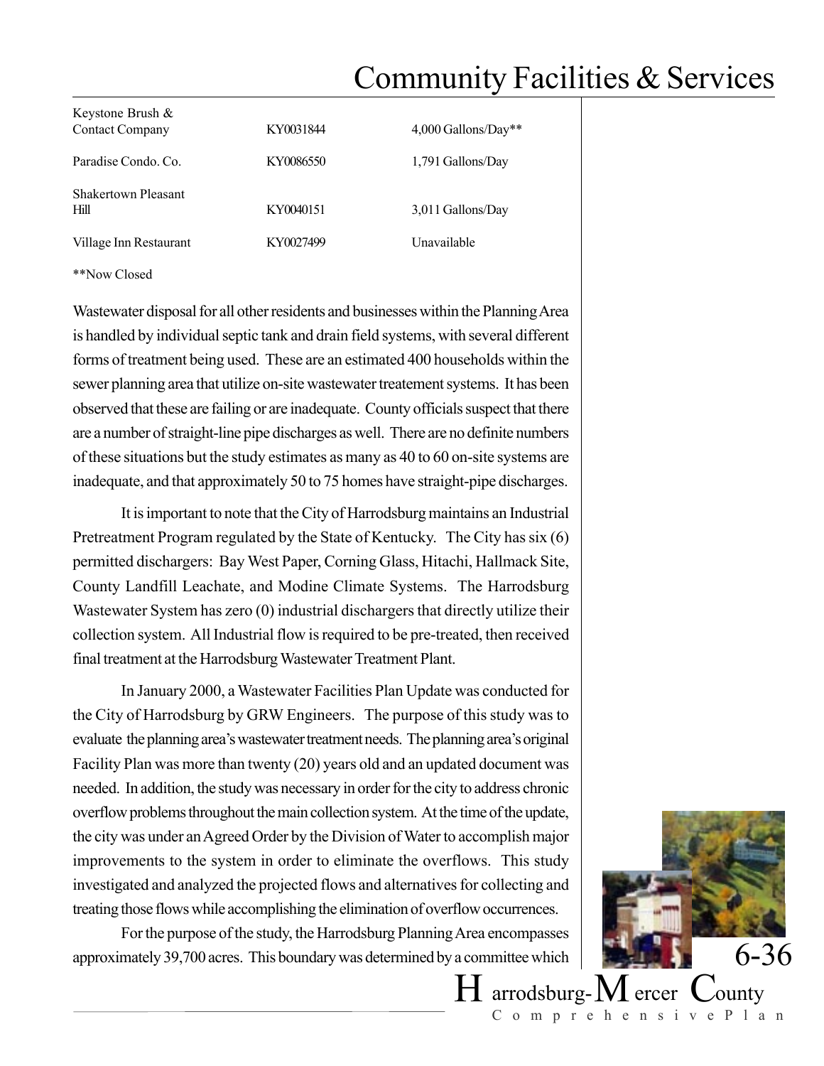| | | |
|---|---|---|
| Keystone Brush & Contact Company | KY0031844 | 4,000 Gallons/Day** |
| Paradise Condo. Co. | KY0086550 | 1,791 Gallons/Day |
| Shakertown Pleasant Hill | KY0040151 | 3,011 Gallons/Day |
| Village Inn Restaurant | KY0027499 | Unavailable |

**Now Closed

Wastewater disposal for all other residents and businesses within the Planning Area is handled by individual septic tank and drain field systems, with several different forms of treatment being used. These are an estimated 400 households within the sewer planning area that utilize on-site wastewater treatement systems. It has been observed that these are failing or are inadequate. County officials suspect that there are a number of straight-line pipe discharges as well. There are no definite numbers of these situations but the study estimates as many as 40 to 60 on-site systems are inadequate, and that approximately 50 to 75 homes have straight-pipe discharges.

It is important to note that the City of Harrodsburg maintains an Industrial Pretreatment Program regulated by the State of Kentucky. The City has six (6) permitted dischargers: Bay West Paper, Corning Glass, Hitachi, Hallmack Site, County Landfill Leachate, and Modine Climate Systems. The Harrodsburg Wastewater System has zero (0) industrial dischargers that directly utilize their collection system. All Industrial flow is required to be pre-treated, then received final treatment at the Harrodsburg Wastewater Treatment Plant.

In January 2000, a Wastewater Facilities Plan Update was conducted for the City of Harrodsburg by GRW Engineers. The purpose of this study was to evaluate the planning area's wastewater treatment needs. The planning area's original Facility Plan was more than twenty (20) years old and an updated document was needed. In addition, the study was necessary in order for the city to address chronic overflow problems throughout the main collection system. At the time of the update, the city was under an Agreed Order by the Division of Water to accomplish major improvements to the system in order to eliminate the overflows. This study investigated and analyzed the projected flows and alternatives for collecting and treating those flows while accomplishing the elimination of overflow occurrences.

For the purpose of the study, the Harrodsburg Planning Area encompasses approximately 39,700 acres. This boundary was determined by a committee which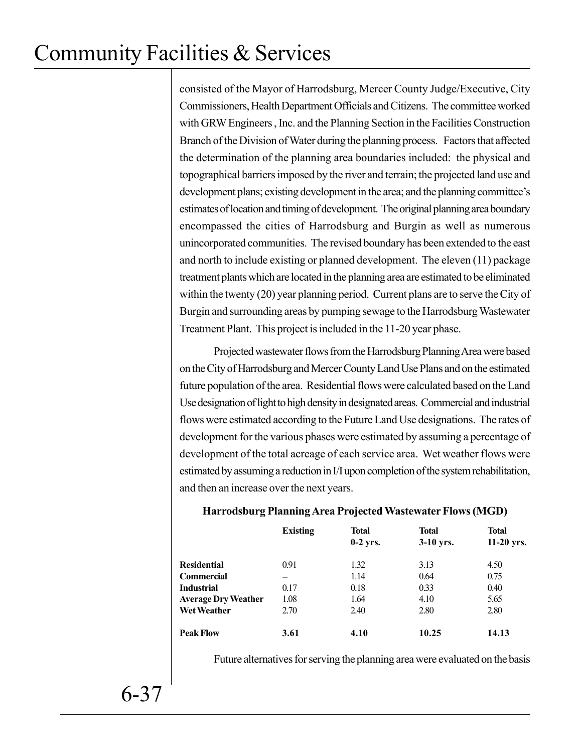consisted of the Mayor of Harrodsburg, Mercer County Judge/Executive, City Commissioners, Health Department Officials and Citizens. The committee worked with GRW Engineers , Inc. and the Planning Section in the Facilities Construction Branch of the Division of Water during the planning process. Factors that affected the determination of the planning area boundaries included: the physical and topographical barriers imposed by the river and terrain; the projected land use and development plans; existing development in the area; and the planning committee's estimates of location and timing of development. The original planning area boundary encompassed the cities of Harrodsburg and Burgin as well as numerous unincorporated communities. The revised boundary has been extended to the east and north to include existing or planned development. The eleven (11) package treatment plants which are located in the planning area are estimated to be eliminated within the twenty (20) year planning period. Current plans are to serve the City of Burgin and surrounding areas by pumping sewage to the Harrodsburg Wastewater Treatment Plant. This project is included in the 11-20 year phase.

Projected wastewater flows from the Harrodsburg Planning Area were based on the City of Harrodsburg and Mercer County Land Use Plans and on the estimated future population of the area. Residential flows were calculated based on the Land Use designation of light to high density in designated areas. Commercial and industrial flows were estimated according to the Future Land Use designations. The rates of development for the various phases were estimated by assuming a percentage of development of the total acreage of each service area. Wet weather flows were estimated by assuming a reduction in I/I upon completion of the system rehabilitation, and then an increase over the next years.

**Harrodsburg Planning Area Projected Wastewater Flows (MGD)**

| | **Existing** | **Total 0-2 yrs.** | **Total 3-10 yrs.** | **Total 11-20 yrs.** |
|---|---|---|---|---|
| **Residential** | 0.91 | 1.32 | 3.13 | 4.50 |
| **Commercial** | -- | 1.14 | 0.64 | 0.75 |
| **Industrial** | 0.17 | 0.18 | 0.33 | 0.40 |
| **Average Dry Weather** | 1.08 | 1.64 | 4.10 | 5.65 |
| **Wet Weather** | 2.70 | 2.40 | 2.80 | 2.80 |
| **Peak Flow** | **3.61** | **4.10** | **10.25** | **14.13** |

Future alternatives for serving the planning area were evaluated on the basis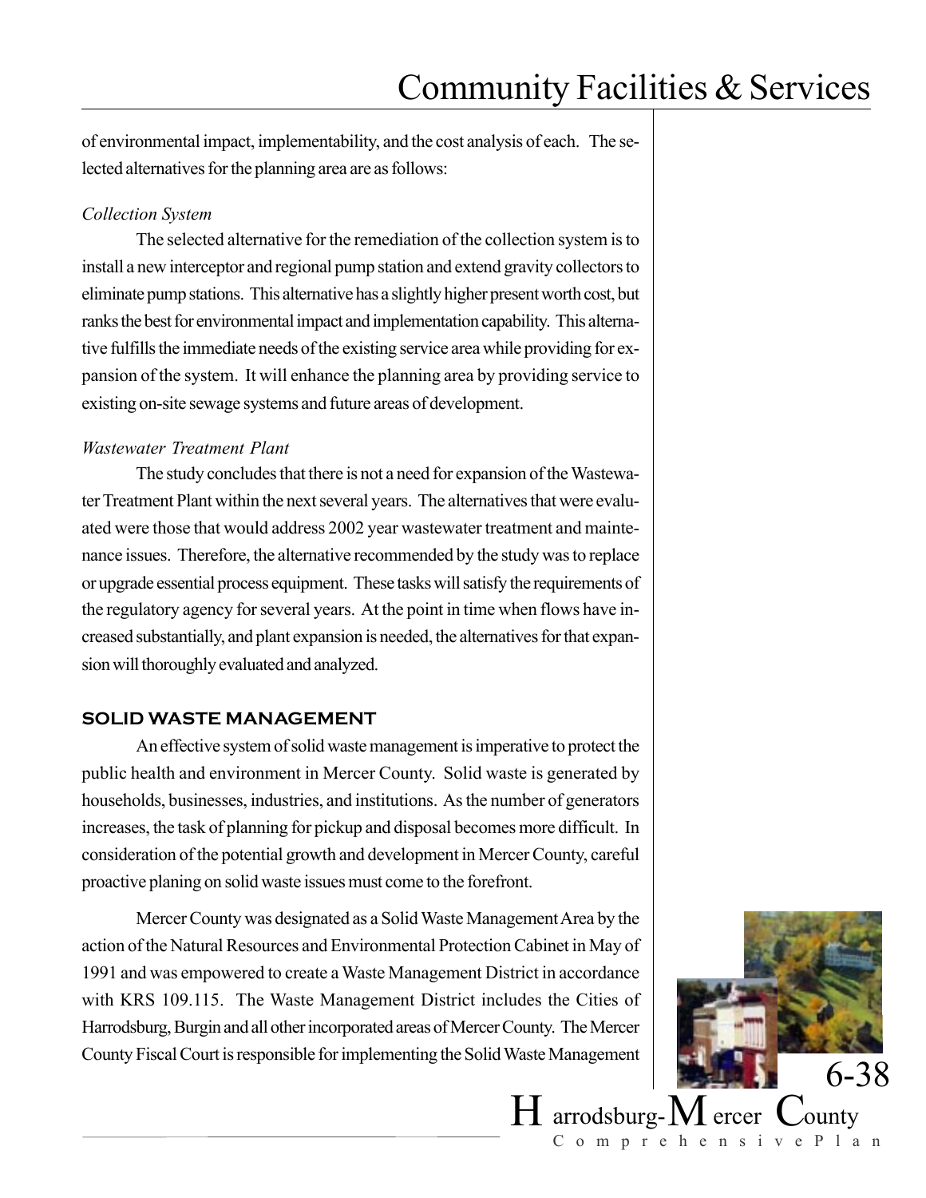of environmental impact, implementability, and the cost analysis of each. The selected alternatives for the planning area are as follows:

*Collection System*

The selected alternative for the remediation of the collection system is to install a new interceptor and regional pump station and extend gravity collectors to eliminate pump stations. This alternative has a slightly higher present worth cost, but ranks the best for environmental impact and implementation capability. This alternative fulfills the immediate needs of the existing service area while providing for expansion of the system. It will enhance the planning area by providing service to existing on-site sewage systems and future areas of development.

*Wastewater Treatment Plant*

The study concludes that there is not a need for expansion of the Wastewater Treatment Plant within the next several years. The alternatives that were evaluated were those that would address 2002 year wastewater treatment and maintenance issues. Therefore, the alternative recommended by the study was to replace or upgrade essential process equipment. These tasks will satisfy the requirements of the regulatory agency for several years. At the point in time when flows have increased substantially, and plant expansion is needed, the alternatives for that expansion will thoroughly evaluated and analyzed.

## SOLID WASTE MANAGEMENT

An effective system of solid waste management is imperative to protect the public health and environment in Mercer County. Solid waste is generated by households, businesses, industries, and institutions. As the number of generators increases, the task of planning for pickup and disposal becomes more difficult. In consideration of the potential growth and development in Mercer County, careful proactive planing on solid waste issues must come to the forefront.

Mercer County was designated as a Solid Waste Management Area by the action of the Natural Resources and Environmental Protection Cabinet in May of 1991 and was empowered to create a Waste Management District in accordance with KRS 109.115. The Waste Management District includes the Cities of Harrodsburg, Burgin and all other incorporated areas of Mercer County. The Mercer County Fiscal Court is responsible for implementing the Solid Waste Management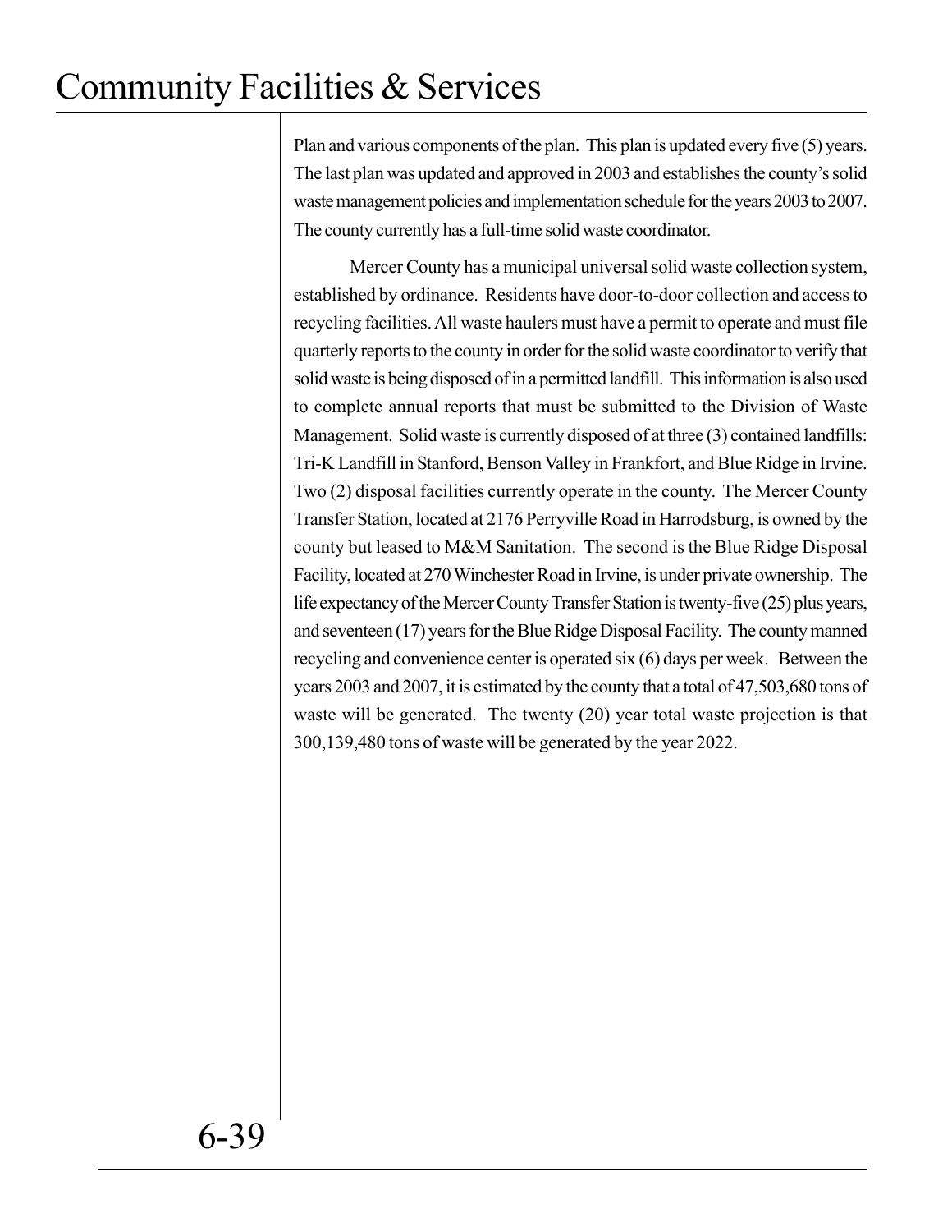Plan and various components of the plan. This plan is updated every five (5) years. The last plan was updated and approved in 2003 and establishes the county's solid waste management policies and implementation schedule for the years 2003 to 2007. The county currently has a full-time solid waste coordinator.

Mercer County has a municipal universal solid waste collection system, established by ordinance. Residents have door-to-door collection and access to recycling facilities. All waste haulers must have a permit to operate and must file quarterly reports to the county in order for the solid waste coordinator to verify that solid waste is being disposed of in a permitted landfill. This information is also used to complete annual reports that must be submitted to the Division of Waste Management. Solid waste is currently disposed of at three (3) contained landfills: Tri-K Landfill in Stanford, Benson Valley in Frankfort, and Blue Ridge in Irvine. Two (2) disposal facilities currently operate in the county. The Mercer County Transfer Station, located at 2176 Perryville Road in Harrodsburg, is owned by the county but leased to M&M Sanitation. The second is the Blue Ridge Disposal Facility, located at 270 Winchester Road in Irvine, is under private ownership. The life expectancy of the Mercer County Transfer Station is twenty-five (25) plus years, and seventeen (17) years for the Blue Ridge Disposal Facility. The county manned recycling and convenience center is operated six (6) days per week. Between the years 2003 and 2007, it is estimated by the county that a total of 47,503,680 tons of waste will be generated. The twenty (20) year total waste projection is that 300,139,480 tons of waste will be generated by the year 2022.